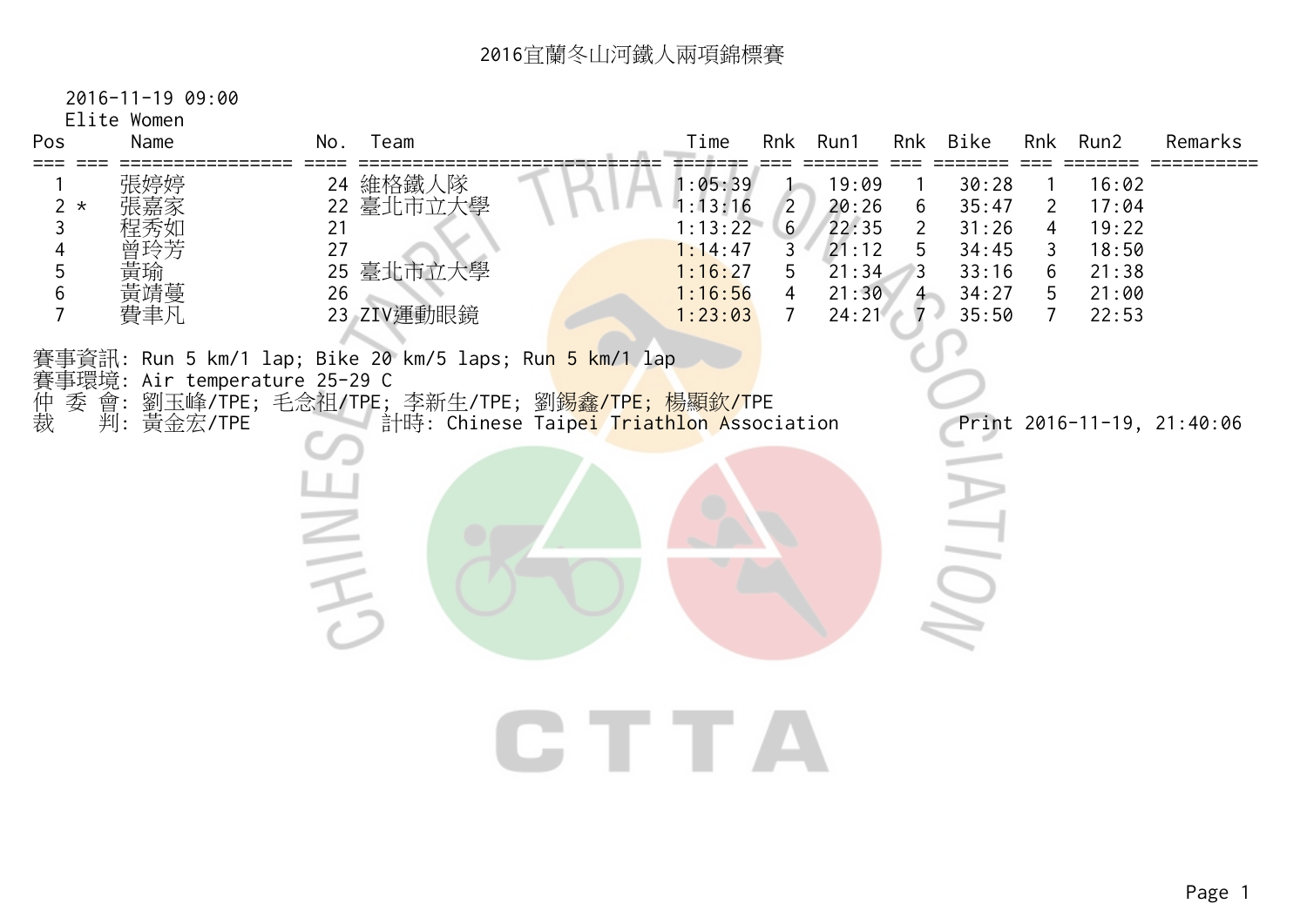# 2016宜蘭冬山河鐵人兩項錦標賽

2016-11-19 09:00

Elite Women

| Pos | | Name | No. | Team | Time | Rnk | Run1 | Rnk | Bike | Rnk | Run2 | Remarks |
|---|---|---|---|---|---|---|---|---|---|---|---|---|
| 1 | | 張婷婷 | 24 | 維格鐵人隊 | 1:05:39 | 1 | 19:09 | 1 | 30:28 | 1 | 16:02 | |
| 2 | * | 張嘉家 | 22 | 臺北市立大學 | 1:13:16 | 2 | 20:26 | 6 | 35:47 | 2 | 17:04 | |
| 3 | | 程秀如 | 21 | | 1:13:22 | 6 | 22:35 | 2 | 31:26 | 4 | 19:22 | |
| 4 | | 曾玲芳 | 27 | | 1:14:47 | 3 | 21:12 | 5 | 34:45 | 3 | 18:50 | |
| 5 | | 黃瑜 | 25 | 臺北市立大學 | 1:16:27 | 5 | 21:34 | 3 | 33:16 | 6 | 21:38 | |
| 6 | | 黃靖蔓 | 26 | | 1:16:56 | 4 | 21:30 | 4 | 34:27 | 5 | 21:00 | |
| 7 | | 費聿凡 | 23 | ZIV運動眼鏡 | 1:23:03 | 7 | 24:21 | 7 | 35:50 | 7 | 22:53 | |

賽事資訊: Run 5 km/1 lap; Bike 20 km/5 laps; Run 5 km/1 lap

賽事環境: Air temperature 25-29 C

仲 委 會: 劉玉峰/TPE; 毛念祖/TPE; 李新生/TPE; 劉錫鑫/TPE; 楊顯欽/TPE

裁　　判: 黃金宏/TPE　　計時: Chinese Taipei Triathlon Association　　Print 2016-11-19, 21:40:06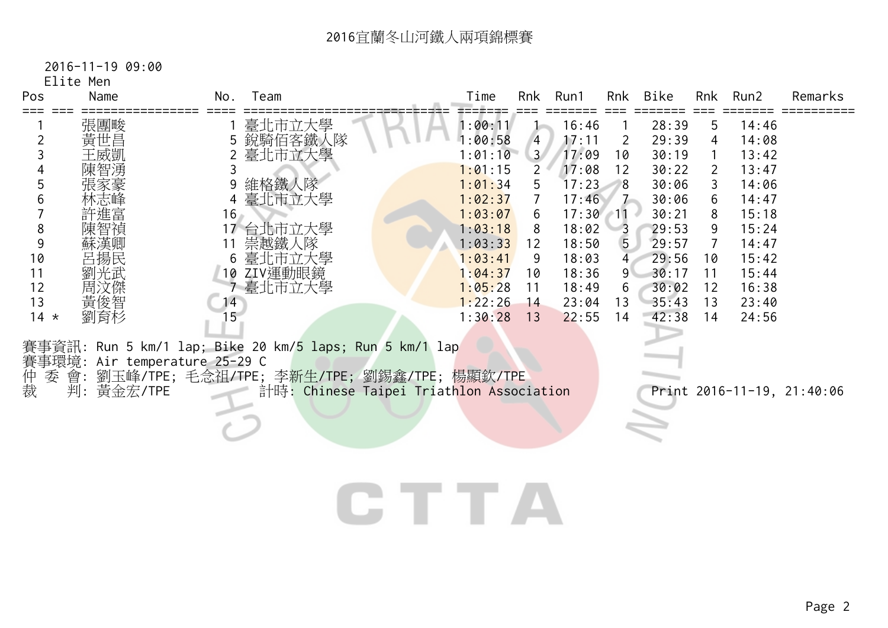# 2016宜蘭冬山河鐵人兩項錦標賽

2016-11-19 09:00

Elite Men

| Pos | | Name | No. | Team | Time | Rnk | Run1 | Rnk | Bike | Rnk | Run2 | Remarks |
|---|---|---|---|---|---|---|---|---|---|---|---|---|
| 1 | | 張團畯 | 1 | 臺北市立大學 | 1:00:11 | 1 | 16:46 | 1 | 28:39 | 5 | 14:46 | |
| 2 | | 黃世昌 | 5 | 銳騎佰客鐵人隊 | 1:00:58 | 4 | 17:11 | 2 | 29:39 | 4 | 14:08 | |
| 3 | | 王威凱 | 2 | 臺北市立大學 | 1:01:10 | 3 | 17:09 | 10 | 30:19 | 1 | 13:42 | |
| 4 | | 陳智湧 | 3 | | 1:01:15 | 2 | 17:08 | 12 | 30:22 | 2 | 13:47 | |
| 5 | | 張家豪 | 9 | 維格鐵人隊 | 1:01:34 | 5 | 17:23 | 8 | 30:06 | 3 | 14:06 | |
| 6 | | 林志峰 | 4 | 臺北市立大學 | 1:02:37 | 7 | 17:46 | 7 | 30:06 | 6 | 14:47 | |
| 7 | | 許進富 | 16 | | 1:03:07 | 6 | 17:30 | 11 | 30:21 | 8 | 15:18 | |
| 8 | | 陳智禎 | 17 | 台北市立大學 | 1:03:18 | 8 | 18:02 | 3 | 29:53 | 9 | 15:24 | |
| 9 | | 蘇漢卿 | 11 | 崇越鐵人隊 | 1:03:33 | 12 | 18:50 | 5 | 29:57 | 7 | 14:47 | |
| 10 | | 呂揚民 | 6 | 臺北市立大學 | 1:03:41 | 9 | 18:03 | 4 | 29:56 | 10 | 15:42 | |
| 11 | | 劉光武 | 10 | ZIV運動眼鏡 | 1:04:37 | 10 | 18:36 | 9 | 30:17 | 11 | 15:44 | |
| 12 | | 周汶傑 | 7 | 臺北市立大學 | 1:05:28 | 11 | 18:49 | 6 | 30:02 | 12 | 16:38 | |
| 13 | | 黃俊智 | 14 | | 1:22:26 | 14 | 23:04 | 13 | 35:43 | 13 | 23:40 | |
| 14 | * | 劉育杉 | 15 | | 1:30:28 | 13 | 22:55 | 14 | 42:38 | 14 | 24:56 | |

賽事資訊: Run 5 km/1 lap; Bike 20 km/5 laps; Run 5 km/1 lap

賽事環境: Air temperature 25-29 C

仲 委 會: 劉玉峰/TPE; 毛念祖/TPE; 李新生/TPE; 劉錫鑫/TPE; 楊顯欽/TPE

裁 判: 黃金宏/TPE 計時: Chinese Taipei Triathlon Association Print 2016-11-19, 21:40:06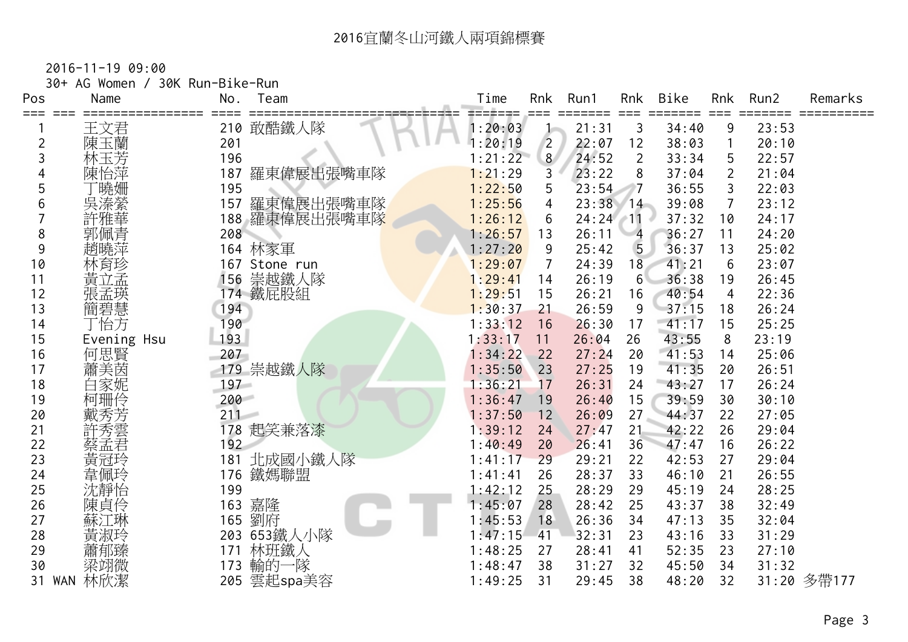# 2016宜蘭冬山河鐵人兩項錦標賽

2016-11-19 09:00

30+ AG Women / 30K Run-Bike-Run

| Pos | | Name | No. | Team | Time | Rnk | Run1 | Rnk | Bike | Rnk | Run2 | Remarks |
|---|---|---|---|---|---|---|---|---|---|---|---|---|
| 1 | | 王文君 | 210 | 敢酷鐵人隊 | 1:20:03 | 1 | 21:31 | 3 | 34:40 | 9 | 23:53 | |
| 2 | | 陳玉蘭 | 201 | | 1:20:19 | 2 | 22:07 | 12 | 38:03 | 1 | 20:10 | |
| 3 | | 林玉芳 | 196 | | 1:21:22 | 8 | 24:52 | 2 | 33:34 | 5 | 22:57 | |
| 4 | | 陳怡萍 | 187 | 羅東偉展出張嘴車隊 | 1:21:29 | 3 | 23:22 | 8 | 37:04 | 2 | 21:04 | |
| 5 | | 丁曉姍 | 195 | | 1:22:50 | 5 | 23:54 | 7 | 36:55 | 3 | 22:03 | |
| 6 | | 吳溱縈 | 157 | 羅東偉展出張嘴車隊 | 1:25:56 | 4 | 23:38 | 14 | 39:08 | 7 | 23:12 | |
| 7 | | 許雅華 | 188 | 羅東偉展出張嘴車隊 | 1:26:12 | 6 | 24:24 | 11 | 37:32 | 10 | 24:17 | |
| 8 | | 郭佩青 | 208 | | 1:26:57 | 13 | 26:11 | 4 | 36:27 | 11 | 24:20 | |
| 9 | | 趙曉萍 | 164 | 林家軍 | 1:27:20 | 9 | 25:42 | 5 | 36:37 | 13 | 25:02 | |
| 10 | | 林育珍 | 167 | Stone run | 1:29:07 | 7 | 24:39 | 18 | 41:21 | 6 | 23:07 | |
| 11 | | 黃立孟 | 156 | 崇越鐵人隊 | 1:29:41 | 14 | 26:19 | 6 | 36:38 | 19 | 26:45 | |
| 12 | | 張孟瑛 | 174 | 鐵屁股組 | 1:29:51 | 15 | 26:21 | 16 | 40:54 | 4 | 22:36 | |
| 13 | | 簡碧慧 | 194 | | 1:30:37 | 21 | 26:59 | 9 | 37:15 | 18 | 26:24 | |
| 14 | | 丁怡方 | 190 | | 1:33:12 | 16 | 26:30 | 17 | 41:17 | 15 | 25:25 | |
| 15 | | Evening Hsu | 193 | | 1:33:17 | 11 | 26:04 | 26 | 43:55 | 8 | 23:19 | |
| 16 | | 何思賢 | 207 | | 1:34:22 | 22 | 27:24 | 20 | 41:53 | 14 | 25:06 | |
| 17 | | 蕭美茵 | 179 | 崇越鐵人隊 | 1:35:50 | 23 | 27:25 | 19 | 41:35 | 20 | 26:51 | |
| 18 | | 白家妮 | 197 | | 1:36:21 | 17 | 26:31 | 24 | 43:27 | 17 | 26:24 | |
| 19 | | 柯珊伶 | 200 | | 1:36:47 | 19 | 26:40 | 15 | 39:59 | 30 | 30:10 | |
| 20 | | 戴秀芳 | 211 | | 1:37:50 | 12 | 26:09 | 27 | 44:37 | 22 | 27:05 | |
| 21 | | 許秀雲 | 178 | 起笑兼落漆 | 1:39:12 | 24 | 27:47 | 21 | 42:22 | 26 | 29:04 | |
| 22 | | 蔡孟君 | 192 | | 1:40:49 | 20 | 26:41 | 36 | 47:47 | 16 | 26:22 | |
| 23 | | 黃冠玲 | 181 | 北成國小鐵人隊 | 1:41:17 | 29 | 29:21 | 22 | 42:53 | 27 | 29:04 | |
| 24 | | 韋佩玲 | 176 | 鐵媽聯盟 | 1:41:41 | 26 | 28:37 | 33 | 46:10 | 21 | 26:55 | |
| 25 | | 沈靜怡 | 199 | | 1:42:12 | 25 | 28:29 | 29 | 45:19 | 24 | 28:25 | |
| 26 | | 陳貞伶 | 163 | 嘉隆 | 1:45:07 | 28 | 28:42 | 25 | 43:37 | 38 | 32:49 | |
| 27 | | 蘇江琳 | 165 | 劉府 | 1:45:53 | 18 | 26:36 | 34 | 47:13 | 35 | 32:04 | |
| 28 | | 黃淑玲 | 203 | 653鐵人小隊 | 1:47:15 | 41 | 32:31 | 23 | 43:16 | 33 | 31:29 | |
| 29 | | 蕭郁臻 | 171 | 林班鐵人 | 1:48:25 | 27 | 28:41 | 41 | 52:35 | 23 | 27:10 | |
| 30 | | 梁翊微 | 173 | 輸的一隊 | 1:48:47 | 38 | 31:27 | 32 | 45:50 | 34 | 31:32 | |
| 31 | WAN | 林欣潔 | 205 | 雲起spa美容 | 1:49:25 | 31 | 29:45 | 38 | 48:20 | 32 | 31:20 | 多帶177 |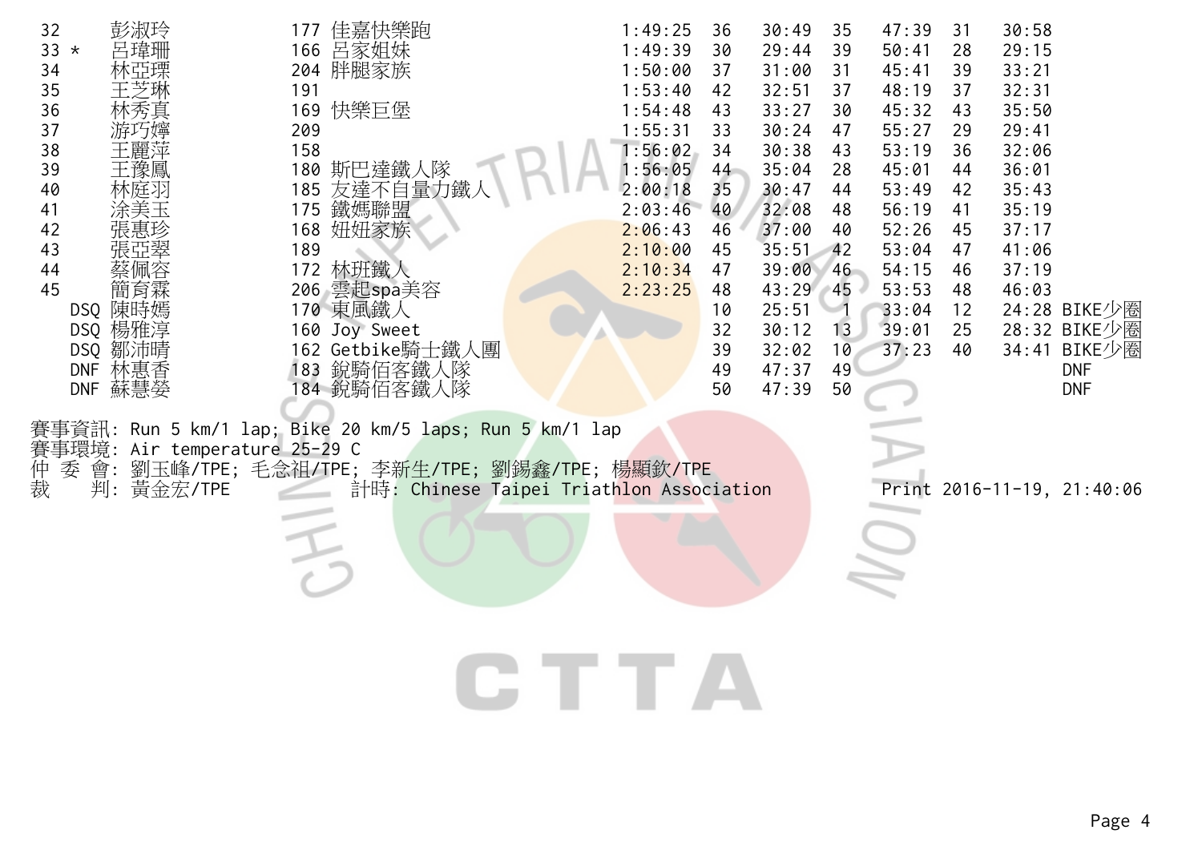| | | | | | | | | | | |
|---|---|---|---|---|---|---|---|---|---|---|
| 32 | 彭淑玲 | 177 佳嘉快樂跑 | 1:49:25 | 36 | 30:49 | 35 | 47:39 | 31 | 30:58 | |
| 33 * | 呂瑋珊 | 166 呂家姐妹 | 1:49:39 | 30 | 29:44 | 39 | 50:41 | 28 | 29:15 | |
| 34 | 林亞環 | 204 胖腿家族 | 1:50:00 | 37 | 31:00 | 31 | 45:41 | 39 | 33:21 | |
| 35 | 王芝琳 | 191 | 1:53:40 | 42 | 32:51 | 37 | 48:19 | 37 | 32:31 | |
| 36 | 林秀真 | 169 快樂巨堡 | 1:54:48 | 43 | 33:27 | 30 | 45:32 | 43 | 35:50 | |
| 37 | 游巧嫜 | 209 | 1:55:31 | 33 | 30:24 | 47 | 55:27 | 29 | 29:41 | |
| 38 | 王麗萍 | 158 | 1:56:02 | 34 | 30:38 | 43 | 53:19 | 36 | 32:06 | |
| 39 | 王豫鳳 | 180 斯巴達鐵人隊 | 1:56:05 | 44 | 35:04 | 28 | 45:01 | 44 | 36:01 | |
| 40 | 林庭羽 | 185 友達不自量力鐵人 | 2:00:18 | 35 | 30:47 | 44 | 53:49 | 42 | 35:43 | |
| 41 | 涂美玉 | 175 鐵媽聯盟 | 2:03:46 | 40 | 32:08 | 48 | 56:19 | 41 | 35:19 | |
| 42 | 張惠珍 | 168 妞妞家族 | 2:06:43 | 46 | 37:00 | 40 | 52:26 | 45 | 37:17 | |
| 43 | 張亞翠 | 189 | 2:10:00 | 45 | 35:51 | 42 | 53:04 | 47 | 41:06 | |
| 44 | 蔡佩容 | 172 林班鐵人 | 2:10:34 | 47 | 39:00 | 46 | 54:15 | 46 | 37:19 | |
| 45 | 簡育霖 | 206 雲起spa美容 | 2:23:25 | 48 | 43:29 | 45 | 53:53 | 48 | 46:03 | |
| DSQ | 陳時嫣 | 170 東風鐵人 | | 10 | 25:51 | 1 | 33:04 | 12 | 24:28 | BIKE少圈 |
| DSQ | 楊雅淳 | 160 Joy Sweet | | 32 | 30:12 | 13 | 39:01 | 25 | 28:32 | BIKE少圈 |
| DSQ | 鄒沛晴 | 162 Getbike騎士鐵人團 | | 39 | 32:02 | 10 | 37:23 | 40 | 34:41 | BIKE少圈 |
| DNF | 林惠香 | 183 銳騎佰客鐵人隊 | | 49 | 47:37 | 49 | | | | DNF |
| DNF | 蘇慧嫈 | 184 銳騎佰客鐵人隊 | | 50 | 47:39 | 50 | | | | DNF |

賽事資訊: Run 5 km/1 lap; Bike 20 km/5 laps; Run 5 km/1 lap
賽事環境: Air temperature 25-29 C
仲 委 會: 劉玉峰/TPE; 毛念祖/TPE; 李新生/TPE; 劉錫鑫/TPE; 楊顯欽/TPE
裁　 判: 黃金宏/TPE　　計時: Chinese Taipei Triathlon Association　　Print 2016-11-19, 21:40:06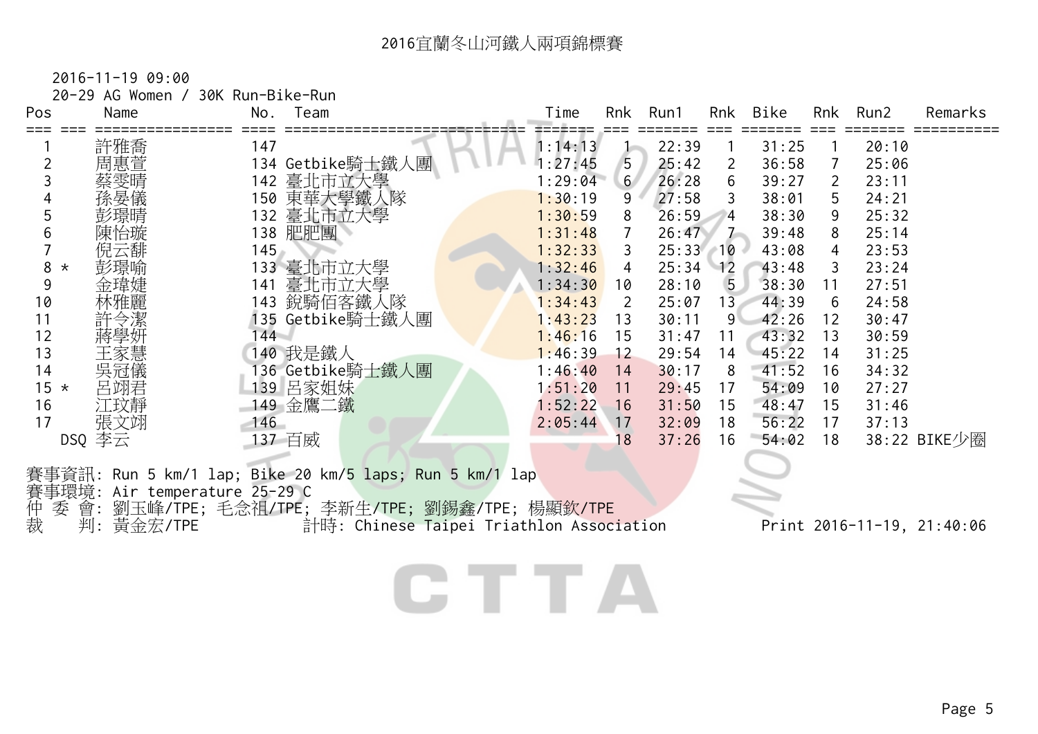# 2016宜蘭冬山河鐵人兩項錦標賽

2016-11-19 09:00

20-29 AG Women / 30K Run-Bike-Run

| Pos | | Name | No. | Team | Time | Rnk | Run1 | Rnk | Bike | Rnk | Run2 | Remarks |
|---|---|---|---|---|---|---|---|---|---|---|---|---|
| 1 | | 許雅喬 | 147 | | 1:14:13 | 1 | 22:39 | 1 | 31:25 | 1 | 20:10 | |
| 2 | | 周惠萱 | 134 | Getbike騎士鐵人團 | 1:27:45 | 5 | 25:42 | 2 | 36:58 | 7 | 25:06 | |
| 3 | | 蔡雯晴 | 142 | 臺北市立大學 | 1:29:04 | 6 | 26:28 | 6 | 39:27 | 2 | 23:11 | |
| 4 | | 孫晏儀 | 150 | 東華大學鐵人隊 | 1:30:19 | 9 | 27:58 | 3 | 38:01 | 5 | 24:21 | |
| 5 | | 彭璟晴 | 132 | 臺北市立大學 | 1:30:59 | 8 | 26:59 | 4 | 38:30 | 9 | 25:32 | |
| 6 | | 陳怡璇 | 138 | 肥肥團 | 1:31:48 | 7 | 26:47 | 7 | 39:48 | 8 | 25:14 | |
| 7 | | 倪云�табл | 145 | | 1:32:33 | 3 | 25:33 | 10 | 43:08 | 4 | 23:53 | |
| 8 | * | 彭璟喻 | 133 | 臺北市立大學 | 1:32:46 | 4 | 25:34 | 12 | 43:48 | 3 | 23:24 | |
| 9 | | 金瑋婕 | 141 | 臺北市立大學 | 1:34:30 | 10 | 28:10 | 5 | 38:30 | 11 | 27:51 | |
| 10 | | 林雅麗 | 143 | 銳騎佰客鐵人隊 | 1:34:43 | 2 | 25:07 | 13 | 44:39 | 6 | 24:58 | |
| 11 | | 許令潔 | 135 | Getbike騎士鐵人團 | 1:43:23 | 13 | 30:11 | 9 | 42:26 | 12 | 30:47 | |
| 12 | | 蔣學妍 | 144 | | 1:46:16 | 15 | 31:47 | 11 | 43:32 | 13 | 30:59 | |
| 13 | | 王家慧 | 140 | 我是鐵人 | 1:46:39 | 12 | 29:54 | 14 | 45:22 | 14 | 31:25 | |
| 14 | | 吳冠儀 | 136 | Getbike騎士鐵人團 | 1:46:40 | 14 | 30:17 | 8 | 41:52 | 16 | 34:32 | |
| 15 | * | 呂翊君 | 139 | 呂家姐妹 | 1:51:20 | 11 | 29:45 | 17 | 54:09 | 10 | 27:27 | |
| 16 | | 江玟靜 | 149 | 金鷹二鐵 | 1:52:22 | 16 | 31:50 | 15 | 48:47 | 15 | 31:46 | |
| 17 | | 張文翊 | 146 | | 2:05:44 | 17 | 32:09 | 18 | 56:22 | 17 | 37:13 | |
| | DSQ | 李云 | 137 | 百威 | | 18 | 37:26 | 16 | 54:02 | 18 | 38:22 | BIKE少圈 |

賽事資訊: Run 5 km/1 lap; Bike 20 km/5 laps; Run 5 km/1 lap

賽事環境: Air temperature 25-29 C

仲 委 會: 劉玉峰/TPE; 毛念祖/TPE; 李新生/TPE; 劉錫鑫/TPE; 楊顯欽/TPE

裁　　判: 黃金宏/TPE　　計時: Chinese Taipei Triathlon Association　　Print 2016-11-19, 21:40:06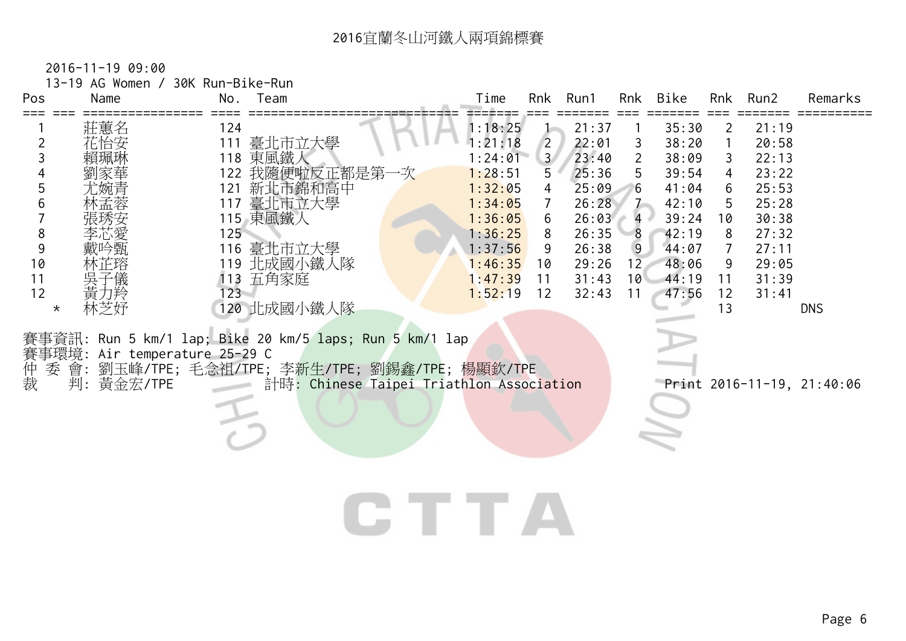# 2016宜蘭冬山河鐵人兩項錦標賽

2016-11-19 09:00

13-19 AG Women / 30K Run-Bike-Run

| Pos | | Name | No. | Team | Time | Rnk | Run1 | Rnk | Bike | Rnk | Run2 | Remarks |
|---|---|---|---|---|---|---|---|---|---|---|---|---|
| 1 | | 莊蕙名 | 124 | | 1:18:25 | 1 | 21:37 | 1 | 35:30 | 2 | 21:19 | |
| 2 | | 花怡安 | 111 | 臺北市立大學 | 1:21:18 | 2 | 22:01 | 3 | 38:20 | 1 | 20:58 | |
| 3 | | 賴珮琳 | 118 | 東風鐵人 | 1:24:01 | 3 | 23:40 | 2 | 38:09 | 3 | 22:13 | |
| 4 | | 劉家華 | 122 | 我隨便啦反正都是第一次 | 1:28:51 | 5 | 25:36 | 5 | 39:54 | 4 | 23:22 | |
| 5 | | 尤婉青 | 121 | 新北市錦和高中 | 1:32:05 | 4 | 25:09 | 6 | 41:04 | 6 | 25:53 | |
| 6 | | 林孟蓉 | 117 | 臺北市立大學 | 1:34:05 | 7 | 26:28 | 7 | 42:10 | 5 | 25:28 | |
| 7 | | 張琇安 | 115 | 東風鐵人 | 1:36:05 | 6 | 26:03 | 4 | 39:24 | 10 | 30:38 | |
| 8 | | 李芯愛 | 125 | | 1:36:25 | 8 | 26:35 | 8 | 42:19 | 8 | 27:32 | |
| 9 | | 戴吟甄 | 116 | 臺北市立大學 | 1:37:56 | 9 | 26:38 | 9 | 44:07 | 7 | 27:11 | |
| 10 | | 林芷瑢 | 119 | 北成國小鐵人隊 | 1:46:35 | 10 | 29:26 | 12 | 48:06 | 9 | 29:05 | |
| 11 | | 吳子儀 | 113 | 五角家庭 | 1:47:39 | 11 | 31:43 | 10 | 44:19 | 11 | 31:39 | |
| 12 | | 黃力羚 | 123 | | 1:52:19 | 12 | 32:43 | 11 | 47:56 | 12 | 31:41 | |
| | * | 林芝妤 | 120 | 北成國小鐵人隊 | | | | | | 13 | | DNS |

賽事資訊: Run 5 km/1 lap; Bike 20 km/5 laps; Run 5 km/1 lap

賽事環境: Air temperature 25-29 C

仲 委 會: 劉玉峰/TPE; 毛念祖/TPE; 李新生/TPE; 劉錫鑫/TPE; 楊顯欽/TPE

裁　　判: 黃金宏/TPE　　　計時: Chinese Taipei Triathlon Association　　　Print 2016-11-19, 21:40:06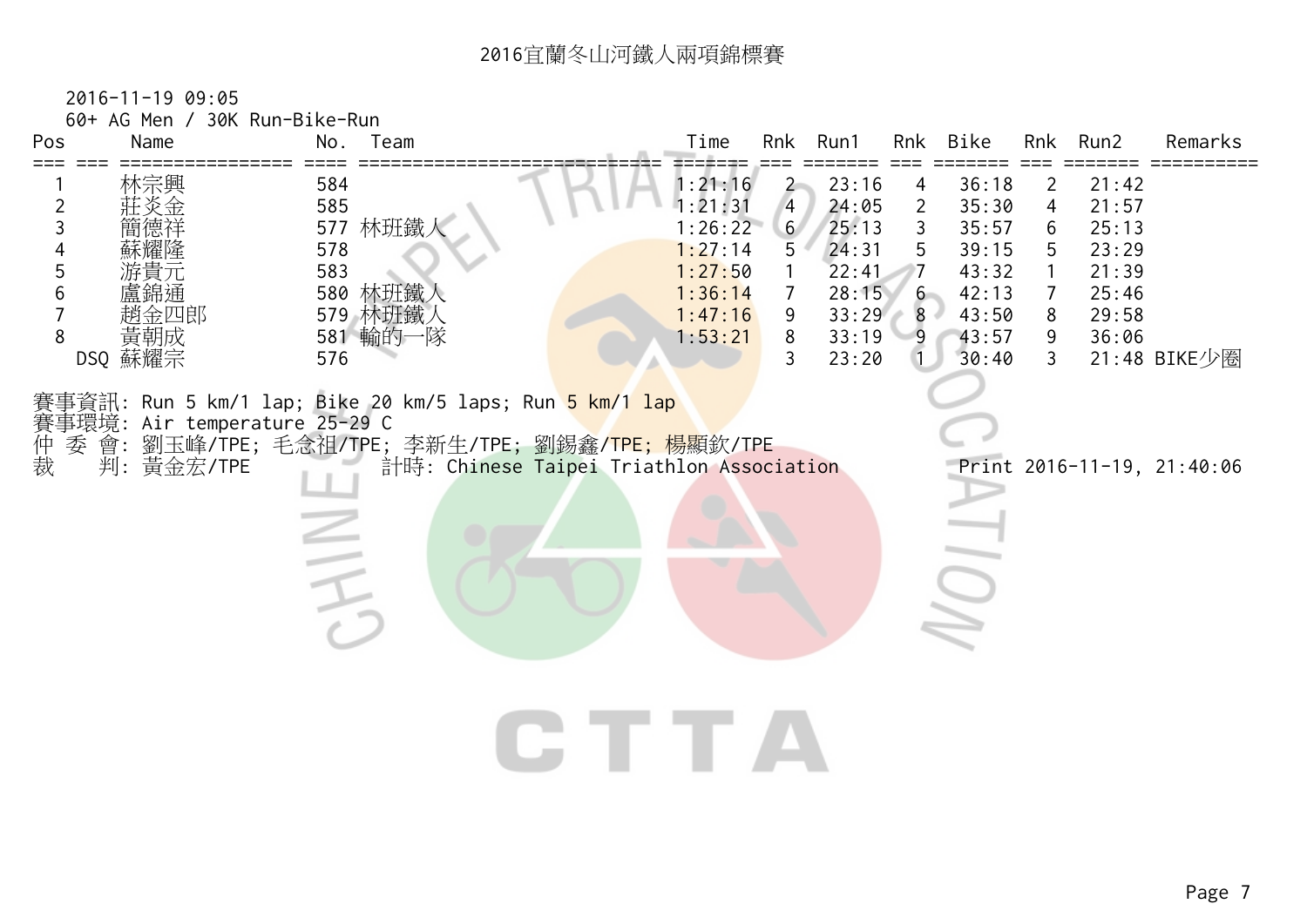# 2016宜蘭冬山河鐵人兩項錦標賽

2016-11-19 09:05

60+ AG Men / 30K Run-Bike-Run

| Pos | | Name | No. | Team | Time | Rnk | Run1 | Rnk | Bike | Rnk | Run2 | Remarks |
|---|---|---|---|---|---|---|---|---|---|---|---|---|
| 1 | | 林宗興 | 584 | | 1:21:16 | 2 | 23:16 | 4 | 36:18 | 2 | 21:42 | |
| 2 | | 莊炎金 | 585 | | 1:21:31 | 4 | 24:05 | 2 | 35:30 | 4 | 21:57 | |
| 3 | | 簡德祥 | 577 | 林班鐵人 | 1:26:22 | 6 | 25:13 | 3 | 35:57 | 6 | 25:13 | |
| 4 | | 蘇耀隆 | 578 | | 1:27:14 | 5 | 24:31 | 5 | 39:15 | 5 | 23:29 | |
| 5 | | 游貴元 | 583 | | 1:27:50 | 1 | 22:41 | 7 | 43:32 | 1 | 21:39 | |
| 6 | | 盧錦通 | 580 | 林班鐵人 | 1:36:14 | 7 | 28:15 | 6 | 42:13 | 7 | 25:46 | |
| 7 | | 趙金四郎 | 579 | 林班鐵人 | 1:47:16 | 9 | 33:29 | 8 | 43:50 | 8 | 29:58 | |
| 8 | | 黃朝成 | 581 | 輸的一隊 | 1:53:21 | 8 | 33:19 | 9 | 43:57 | 9 | 36:06 | |
| | DSQ | 蘇耀宗 | 576 | | | 3 | 23:20 | 1 | 30:40 | 3 | 21:48 | BIKE少圈 |

賽事資訊: Run 5 km/1 lap; Bike 20 km/5 laps; Run 5 km/1 lap

賽事環境: Air temperature 25-29 C

仲 委 會: 劉玉峰/TPE; 毛念祖/TPE; 李新生/TPE; 劉錫鑫/TPE; 楊顯欽/TPE

裁 判: 黃金宏/TPE 計時: Chinese Taipei Triathlon Association Print 2016-11-19, 21:40:06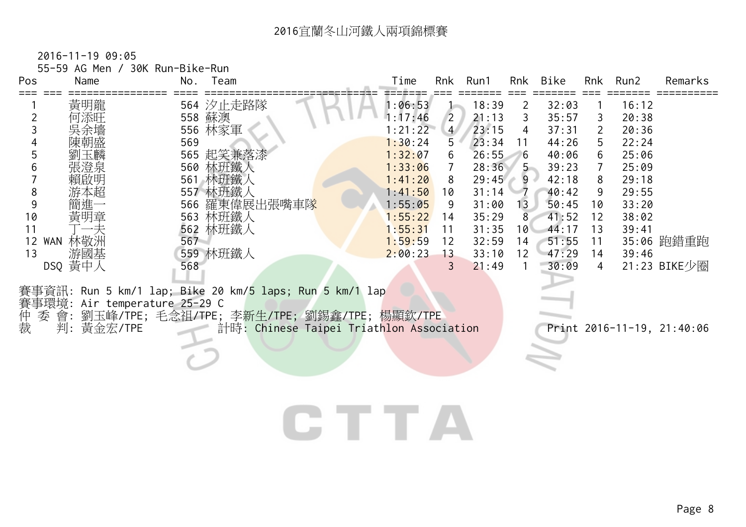# 2016宜蘭冬山河鐵人兩項錦標賽

2016-11-19 09:05

55-59 AG Men / 30K Run-Bike-Run

| Pos | | Name | No. | Team | Time | Rnk | Run1 | Rnk | Bike | Rnk | Run2 | Remarks |
|---|---|---|---|---|---|---|---|---|---|---|---|---|
| 1 | | 黃明龍 | 564 | 汐止走路隊 | 1:06:53 | 1 | 18:39 | 2 | 32:03 | 1 | 16:12 | |
| 2 | | 何添旺 | 558 | 蘇澳 | 1:17:46 | 2 | 21:13 | 3 | 35:57 | 3 | 20:38 | |
| 3 | | 吳余墻 | 556 | 林家軍 | 1:21:22 | 4 | 23:15 | 4 | 37:31 | 2 | 20:36 | |
| 4 | | 陳朝盛 | 569 | | 1:30:24 | 5 | 23:34 | 11 | 44:26 | 5 | 22:24 | |
| 5 | | 劉玉麟 | 565 | 起笑兼落漆 | 1:32:07 | 6 | 26:55 | 6 | 40:06 | 6 | 25:06 | |
| 6 | | 張澄泉 | 560 | 林班鐵人 | 1:33:06 | 7 | 28:36 | 5 | 39:23 | 7 | 25:09 | |
| 7 | | 賴啟明 | 561 | 林班鐵人 | 1:41:20 | 8 | 29:45 | 9 | 42:18 | 8 | 29:18 | |
| 8 | | 游本超 | 557 | 林班鐵人 | 1:41:50 | 10 | 31:14 | 7 | 40:42 | 9 | 29:55 | |
| 9 | | 簡進一 | 566 | 羅東偉展出張嘴車隊 | 1:55:05 | 9 | 31:00 | 13 | 50:45 | 10 | 33:20 | |
| 10 | | 黃明章 | 563 | 林班鐵人 | 1:55:22 | 14 | 35:29 | 8 | 41:52 | 12 | 38:02 | |
| 11 | | 丁一夫 | 562 | 林班鐵人 | 1:55:31 | 11 | 31:35 | 10 | 44:17 | 13 | 39:41 | |
| 12 | WAN | 林敬洲 | 567 | | 1:59:59 | 12 | 32:59 | 14 | 51:55 | 11 | 35:06 | 跑錯重跑 |
| 13 | | 游國基 | 559 | 林班鐵人 | 2:00:23 | 13 | 33:10 | 12 | 47:29 | 14 | 39:46 | |
| | DSQ | 黃中人 | 568 | | | 3 | 21:49 | 1 | 30:09 | 4 | 21:23 | BIKE少圈 |

賽事資訊: Run 5 km/1 lap; Bike 20 km/5 laps; Run 5 km/1 lap

賽事環境: Air temperature 25-29 C

仲 委 會: 劉玉峰/TPE; 毛念祖/TPE; 李新生/TPE; 劉錫鑫/TPE; 楊顯欽/TPE

裁　 判: 黃金宏/TPE　　　計時: Chinese Taipei Triathlon Association　　　Print 2016-11-19, 21:40:06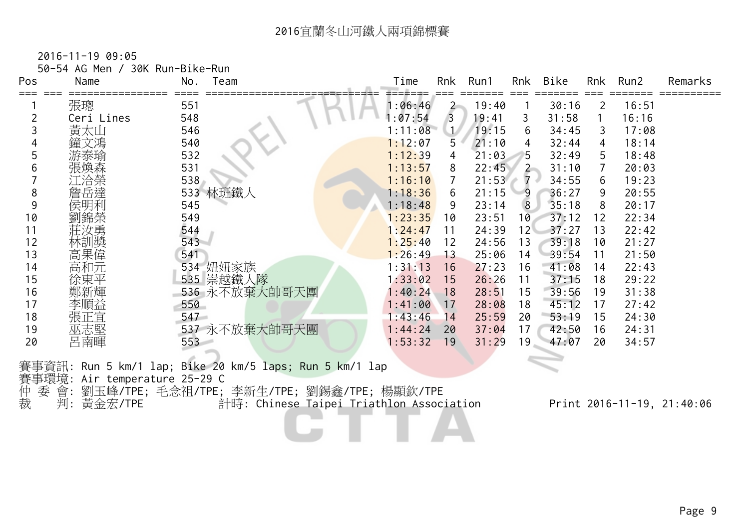# 2016宜蘭冬山河鐵人兩項錦標賽

2016-11-19 09:05

50-54 AG Men / 30K Run-Bike-Run

| Pos | Name | No. | Team | Time | Rnk | Run1 | Rnk | Bike | Rnk | Run2 | Remarks |
|---|---|---|---|---|---|---|---|---|---|---|---|
| 1 | 張璁 | 551 | | 1:06:46 | 2 | 19:40 | 1 | 30:16 | 2 | 16:51 | |
| 2 | Ceri Lines | 548 | | 1:07:54 | 3 | 19:41 | 3 | 31:58 | 1 | 16:16 | |
| 3 | 黃太山 | 546 | | 1:11:08 | 1 | 19:15 | 6 | 34:45 | 3 | 17:08 | |
| 4 | 鐘文鴻 | 540 | | 1:12:07 | 5 | 21:10 | 4 | 32:44 | 4 | 18:14 | |
| 5 | 游泰瑜 | 532 | | 1:12:39 | 4 | 21:03 | 5 | 32:49 | 5 | 18:48 | |
| 6 | 張煥森 | 531 | | 1:13:57 | 8 | 22:45 | 2 | 31:10 | 7 | 20:03 | |
| 7 | 江洽榮 | 538 | | 1:16:10 | 7 | 21:53 | 7 | 34:55 | 6 | 19:23 | |
| 8 | 詹岳達 | 533 | 林班鐵人 | 1:18:36 | 6 | 21:15 | 9 | 36:27 | 9 | 20:55 | |
| 9 | 侯明利 | 545 | | 1:18:48 | 9 | 23:14 | 8 | 35:18 | 8 | 20:17 | |
| 10 | 劉錦榮 | 549 | | 1:23:35 | 10 | 23:51 | 10 | 37:12 | 12 | 22:34 | |
| 11 | 莊汝勇 | 544 | | 1:24:47 | 11 | 24:39 | 12 | 37:27 | 13 | 22:42 | |
| 12 | 林訓獎 | 543 | | 1:25:40 | 12 | 24:56 | 13 | 39:18 | 10 | 21:27 | |
| 13 | 高果偉 | 541 | | 1:26:49 | 13 | 25:06 | 14 | 39:54 | 11 | 21:50 | |
| 14 | 高和元 | 534 | 妞妞家族 | 1:31:13 | 16 | 27:23 | 16 | 41:08 | 14 | 22:43 | |
| 15 | 徐東平 | 535 | 崇越鐵人隊 | 1:33:02 | 15 | 26:26 | 11 | 37:15 | 18 | 29:22 | |
| 16 | 鄭新輝 | 536 | 永不放棄大帥哥天團 | 1:40:24 | 18 | 28:51 | 15 | 39:56 | 19 | 31:38 | |
| 17 | 李順益 | 550 | | 1:41:00 | 17 | 28:08 | 18 | 45:12 | 17 | 27:42 | |
| 18 | 張正宜 | 547 | | 1:43:46 | 14 | 25:59 | 20 | 53:19 | 15 | 24:30 | |
| 19 | 巫志堅 | 537 | 永不放棄大帥哥天團 | 1:44:24 | 20 | 37:04 | 17 | 42:50 | 16 | 24:31 | |
| 20 | 呂南暉 | 553 | | 1:53:32 | 19 | 31:29 | 19 | 47:07 | 20 | 34:57 | |

賽事資訊: Run 5 km/1 lap; Bike 20 km/5 laps; Run 5 km/1 lap

賽事環境: Air temperature 25-29 C

仲 委 會: 劉玉峰/TPE; 毛念祖/TPE; 李新生/TPE; 劉錫鑫/TPE; 楊顯欽/TPE

裁　 判: 黃金宏/TPE　　計時: Chinese Taipei Triathlon Association　　Print 2016-11-19, 21:40:06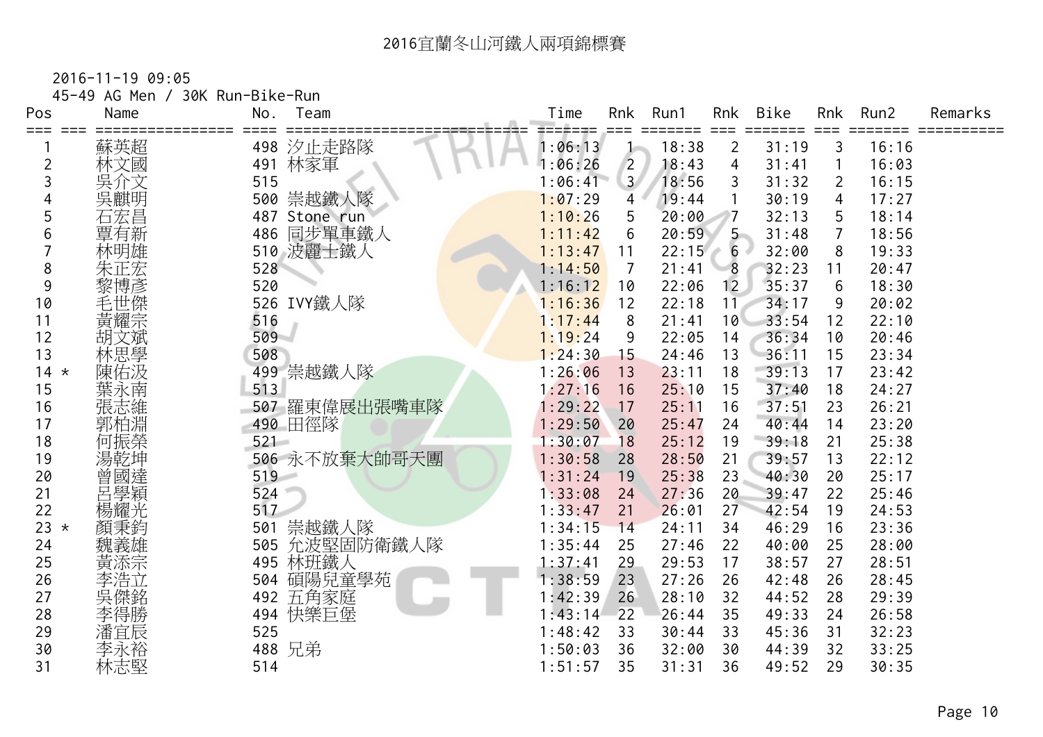# 2016宜蘭冬山河鐵人兩項錦標賽

2016-11-19 09:05

45-49 AG Men / 30K Run-Bike-Run

| Pos | | Name | No. | Team | Time | Rnk | Run1 | Rnk | Bike | Rnk | Run2 | Remarks |
|---|---|---|---|---|---|---|---|---|---|---|---|---|
| 1 | | 蘇英超 | 498 | 汐止走路隊 | 1:06:13 | 1 | 18:38 | 2 | 31:19 | 3 | 16:16 | |
| 2 | | 林文國 | 491 | 林家軍 | 1:06:26 | 2 | 18:43 | 4 | 31:41 | 1 | 16:03 | |
| 3 | | 吳介文 | 515 | | 1:06:41 | 3 | 18:56 | 3 | 31:32 | 2 | 16:15 | |
| 4 | | 吳麒明 | 500 | 崇越鐵人隊 | 1:07:29 | 4 | 19:44 | 1 | 30:19 | 4 | 17:27 | |
| 5 | | 石宏昌 | 487 | Stone run | 1:10:26 | 5 | 20:00 | 7 | 32:13 | 5 | 18:14 | |
| 6 | | 覃有新 | 486 | 同步單車鐵人 | 1:11:42 | 6 | 20:59 | 5 | 31:48 | 7 | 18:56 | |
| 7 | | 林明雄 | 510 | 波麗士鐵人 | 1:13:47 | 11 | 22:15 | 6 | 32:00 | 8 | 19:33 | |
| 8 | | 朱正宏 | 528 | | 1:14:50 | 7 | 21:41 | 8 | 32:23 | 11 | 20:47 | |
| 9 | | 黎博彥 | 520 | | 1:16:12 | 10 | 22:06 | 12 | 35:37 | 6 | 18:30 | |
| 10 | | 毛世傑 | 526 | IVY鐵人隊 | 1:16:36 | 12 | 22:18 | 11 | 34:17 | 9 | 20:02 | |
| 11 | | 黃耀宗 | 516 | | 1:17:44 | 8 | 21:41 | 10 | 33:54 | 12 | 22:10 | |
| 12 | | 胡文斌 | 509 | | 1:19:24 | 9 | 22:05 | 14 | 36:34 | 10 | 20:46 | |
| 13 | | 林思學 | 508 | | 1:24:30 | 15 | 24:46 | 13 | 36:11 | 15 | 23:34 | |
| 14 | * | 陳佑汲 | 499 | 崇越鐵人隊 | 1:26:06 | 13 | 23:11 | 18 | 39:13 | 17 | 23:42 | |
| 15 | | 葉永南 | 513 | | 1:27:16 | 16 | 25:10 | 15 | 37:40 | 18 | 24:27 | |
| 16 | | 張志維 | 507 | 羅東偉展出張嘴車隊 | 1:29:22 | 17 | 25:11 | 16 | 37:51 | 23 | 26:21 | |
| 17 | | 郭柏淵 | 490 | 田徑隊 | 1:29:50 | 20 | 25:47 | 24 | 40:44 | 14 | 23:20 | |
| 18 | | 何振榮 | 521 | | 1:30:07 | 18 | 25:12 | 19 | 39:18 | 21 | 25:38 | |
| 19 | | 湯乾坤 | 506 | 永不放棄大帥哥天團 | 1:30:58 | 28 | 28:50 | 21 | 39:57 | 13 | 22:12 | |
| 20 | | 曾國達 | 519 | | 1:31:24 | 19 | 25:38 | 23 | 40:30 | 20 | 25:17 | |
| 21 | | 呂學穎 | 524 | | 1:33:08 | 24 | 27:36 | 20 | 39:47 | 22 | 25:46 | |
| 22 | | 楊耀光 | 517 | | 1:33:47 | 21 | 26:01 | 27 | 42:54 | 19 | 24:53 | |
| 23 | * | 顏秉鈞 | 501 | 崇越鐵人隊 | 1:34:15 | 14 | 24:11 | 34 | 46:29 | 16 | 23:36 | |
| 24 | | 魏義雄 | 505 | 允波堅固防衛鐵人隊 | 1:35:44 | 25 | 27:46 | 22 | 40:00 | 25 | 28:00 | |
| 25 | | 黃添宗 | 495 | 林班鐵人 | 1:37:41 | 29 | 29:53 | 17 | 38:57 | 27 | 28:51 | |
| 26 | | 李浩立 | 504 | 碩陽兒童學苑 | 1:38:59 | 23 | 27:26 | 26 | 42:48 | 26 | 28:45 | |
| 27 | | 吳傑銘 | 492 | 五角家庭 | 1:42:39 | 26 | 28:10 | 32 | 44:52 | 28 | 29:39 | |
| 28 | | 李得勝 | 494 | 快樂巨堡 | 1:43:14 | 22 | 26:44 | 35 | 49:33 | 24 | 26:58 | |
| 29 | | 潘宜辰 | 525 | | 1:48:42 | 33 | 30:44 | 33 | 45:36 | 31 | 32:23 | |
| 30 | | 李永裕 | 488 | 兄弟 | 1:50:03 | 36 | 32:00 | 30 | 44:39 | 32 | 33:25 | |
| 31 | | 林志堅 | 514 | | 1:51:57 | 35 | 31:31 | 36 | 49:52 | 29 | 30:35 | |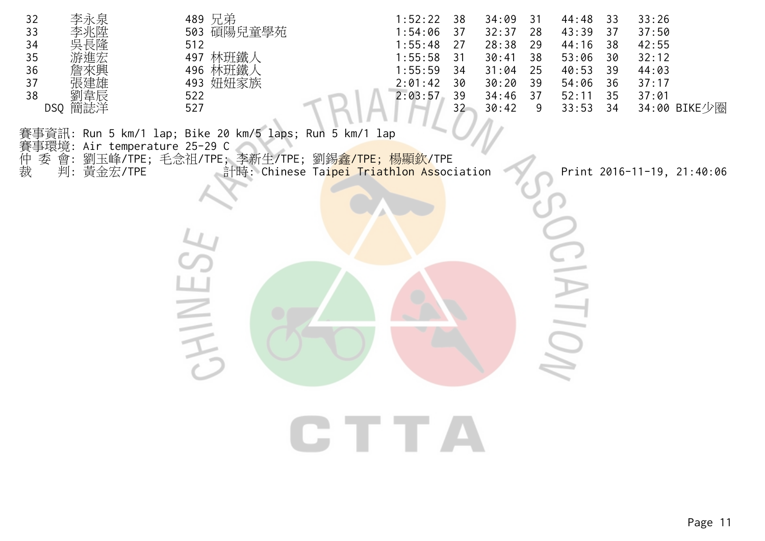| | | | | | | | | | |
|---|---|---|---|---|---|---|---|---|---|
| 32 | 李永泉 | 489 兄弟 | 1:52:22 | 38 | 34:09 | 31 | 44:48 | 33 | 33:26 |
| 33 | 李兆陞 | 503 碩陽兒童學苑 | 1:54:06 | 37 | 32:37 | 28 | 43:39 | 37 | 37:50 |
| 34 | 吳長隆 | 512 | 1:55:48 | 27 | 28:38 | 29 | 44:16 | 38 | 42:55 |
| 35 | 游進宏 | 497 林班鐵人 | 1:55:58 | 31 | 30:41 | 38 | 53:06 | 30 | 32:12 |
| 36 | 詹來興 | 496 林班鐵人 | 1:55:59 | 34 | 31:04 | 25 | 40:53 | 39 | 44:03 |
| 37 | 張建雄 | 493 妞妞家族 | 2:01:42 | 30 | 30:20 | 39 | 54:06 | 36 | 37:17 |
| 38 | 劉韋辰 | 522 | 2:03:57 | 39 | 34:46 | 37 | 52:11 | 35 | 37:01 |
| DSQ | 簡誌洋 | 527 | | 32 | 30:42 | 9 | 33:53 | 34 | 34:00 BIKE少圈 |

賽事資訊: Run 5 km/1 lap; Bike 20 km/5 laps; Run 5 km/1 lap
賽事環境: Air temperature 25-29 C
仲 委 會: 劉玉峰/TPE; 毛念祖/TPE; 李新生/TPE; 劉錫鑫/TPE; 楊顯欽/TPE
裁　　判: 黃金宏/TPE　　　計時: Chinese Taipei Triathlon Association　　　Print 2016-11-19, 21:40:06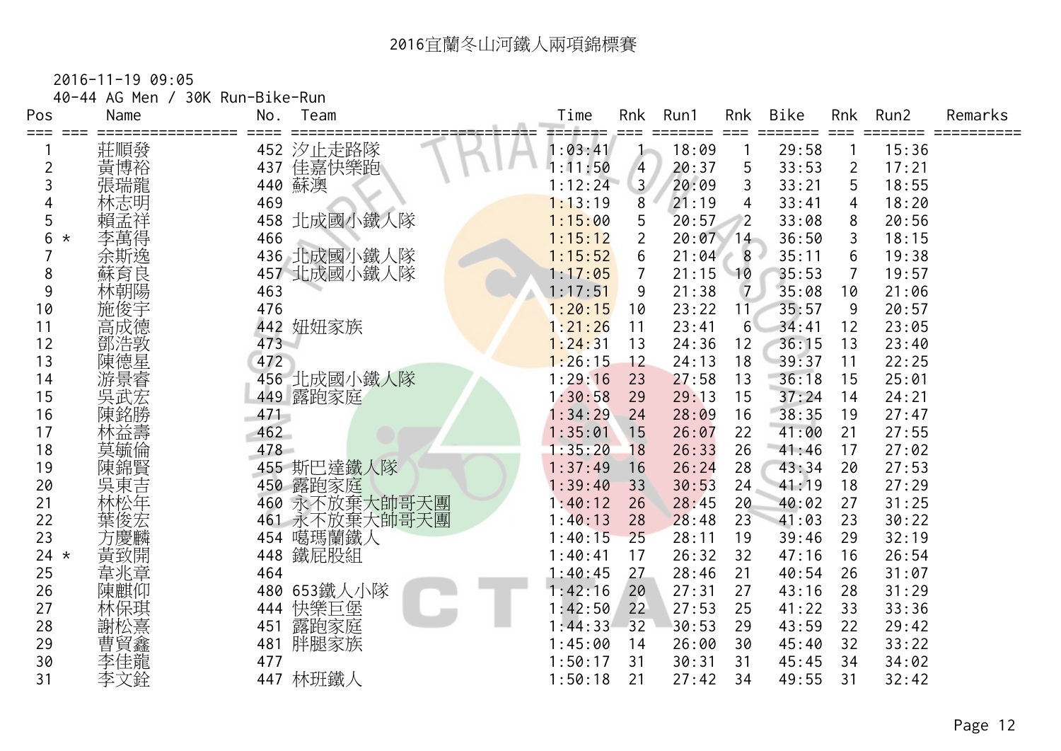# 2016宜蘭冬山河鐵人兩項錦標賽

2016-11-19 09:05

40-44 AG Men / 30K Run-Bike-Run

| Pos | | Name | No. | Team | Time | Rnk | Run1 | Rnk | Bike | Rnk | Run2 | Remarks |
|---|---|---|---|---|---|---|---|---|---|---|---|---|
| 1 | | 莊順發 | 452 | 汐止走路隊 | 1:03:41 | 1 | 18:09 | 1 | 29:58 | 1 | 15:36 | |
| 2 | | 黃博裕 | 437 | 佳嘉快樂跑 | 1:11:50 | 4 | 20:37 | 5 | 33:53 | 2 | 17:21 | |
| 3 | | 張瑞龍 | 440 | 蘇澳 | 1:12:24 | 3 | 20:09 | 3 | 33:21 | 5 | 18:55 | |
| 4 | | 林志明 | 469 | | 1:13:19 | 8 | 21:19 | 4 | 33:41 | 4 | 18:20 | |
| 5 | | 賴孟祥 | 458 | 北成國小鐵人隊 | 1:15:00 | 5 | 20:57 | 2 | 33:08 | 8 | 20:56 | |
| 6 | * | 李萬得 | 466 | | 1:15:12 | 2 | 20:07 | 14 | 36:50 | 3 | 18:15 | |
| 7 | | 余斯逸 | 436 | 北成國小鐵人隊 | 1:15:52 | 6 | 21:04 | 8 | 35:11 | 6 | 19:38 | |
| 8 | | 蘇育良 | 457 | 北成國小鐵人隊 | 1:17:05 | 7 | 21:15 | 10 | 35:53 | 7 | 19:57 | |
| 9 | | 林朝陽 | 463 | | 1:17:51 | 9 | 21:38 | 7 | 35:08 | 10 | 21:06 | |
| 10 | | 施俊宇 | 476 | | 1:20:15 | 10 | 23:22 | 11 | 35:57 | 9 | 20:57 | |
| 11 | | 高成德 | 442 | 妞妞家族 | 1:21:26 | 11 | 23:41 | 6 | 34:41 | 12 | 23:05 | |
| 12 | | 鄧浩敦 | 473 | | 1:24:31 | 13 | 24:36 | 12 | 36:15 | 13 | 23:40 | |
| 13 | | 陳德星 | 472 | | 1:26:15 | 12 | 24:13 | 18 | 39:37 | 11 | 22:25 | |
| 14 | | 游景睿 | 456 | 北成國小鐵人隊 | 1:29:16 | 23 | 27:58 | 13 | 36:18 | 15 | 25:01 | |
| 15 | | 吳武宏 | 449 | 露跑家庭 | 1:30:58 | 29 | 29:13 | 15 | 37:24 | 14 | 24:21 | |
| 16 | | 陳銘勝 | 471 | | 1:34:29 | 24 | 28:09 | 16 | 38:35 | 19 | 27:47 | |
| 17 | | 林益壽 | 462 | | 1:35:01 | 15 | 26:07 | 22 | 41:00 | 21 | 27:55 | |
| 18 | | 莫毓倫 | 478 | | 1:35:20 | 18 | 26:33 | 26 | 41:46 | 17 | 27:02 | |
| 19 | | 陳錦賢 | 455 | 斯巴達鐵人隊 | 1:37:49 | 16 | 26:24 | 28 | 43:34 | 20 | 27:53 | |
| 20 | | 吳東吉 | 450 | 露跑家庭 | 1:39:40 | 33 | 30:53 | 24 | 41:19 | 18 | 27:29 | |
| 21 | | 林松年 | 460 | 永不放棄大帥哥天團 | 1:40:12 | 26 | 28:45 | 20 | 40:02 | 27 | 31:25 | |
| 22 | | 葉俊宏 | 461 | 永不放棄大帥哥天團 | 1:40:13 | 28 | 28:48 | 23 | 41:03 | 23 | 30:22 | |
| 23 | | 方慶麟 | 454 | 噶瑪蘭鐵人 | 1:40:15 | 25 | 28:11 | 19 | 39:46 | 29 | 32:19 | |
| 24 | * | 黃致開 | 448 | 鐵屁股組 | 1:40:41 | 17 | 26:32 | 32 | 47:16 | 16 | 26:54 | |
| 25 | | 韋兆章 | 464 | | 1:40:45 | 27 | 28:46 | 21 | 40:54 | 26 | 31:07 | |
| 26 | | 陳麒仰 | 480 | 653鐵人小隊 | 1:42:16 | 20 | 27:31 | 27 | 43:16 | 28 | 31:29 | |
| 27 | | 林保琪 | 444 | 快樂巨堡 | 1:42:50 | 22 | 27:53 | 25 | 41:22 | 33 | 33:36 | |
| 28 | | 謝松熹 | 451 | 露跑家庭 | 1:44:33 | 32 | 30:53 | 29 | 43:59 | 22 | 29:42 | |
| 29 | | 曹貿鑫 | 481 | 胖腿家族 | 1:45:00 | 14 | 26:00 | 30 | 45:40 | 32 | 33:22 | |
| 30 | | 李佳龍 | 477 | | 1:50:17 | 31 | 30:31 | 31 | 45:45 | 34 | 34:02 | |
| 31 | | 李文銓 | 447 | 林班鐵人 | 1:50:18 | 21 | 27:42 | 34 | 49:55 | 31 | 32:42 | |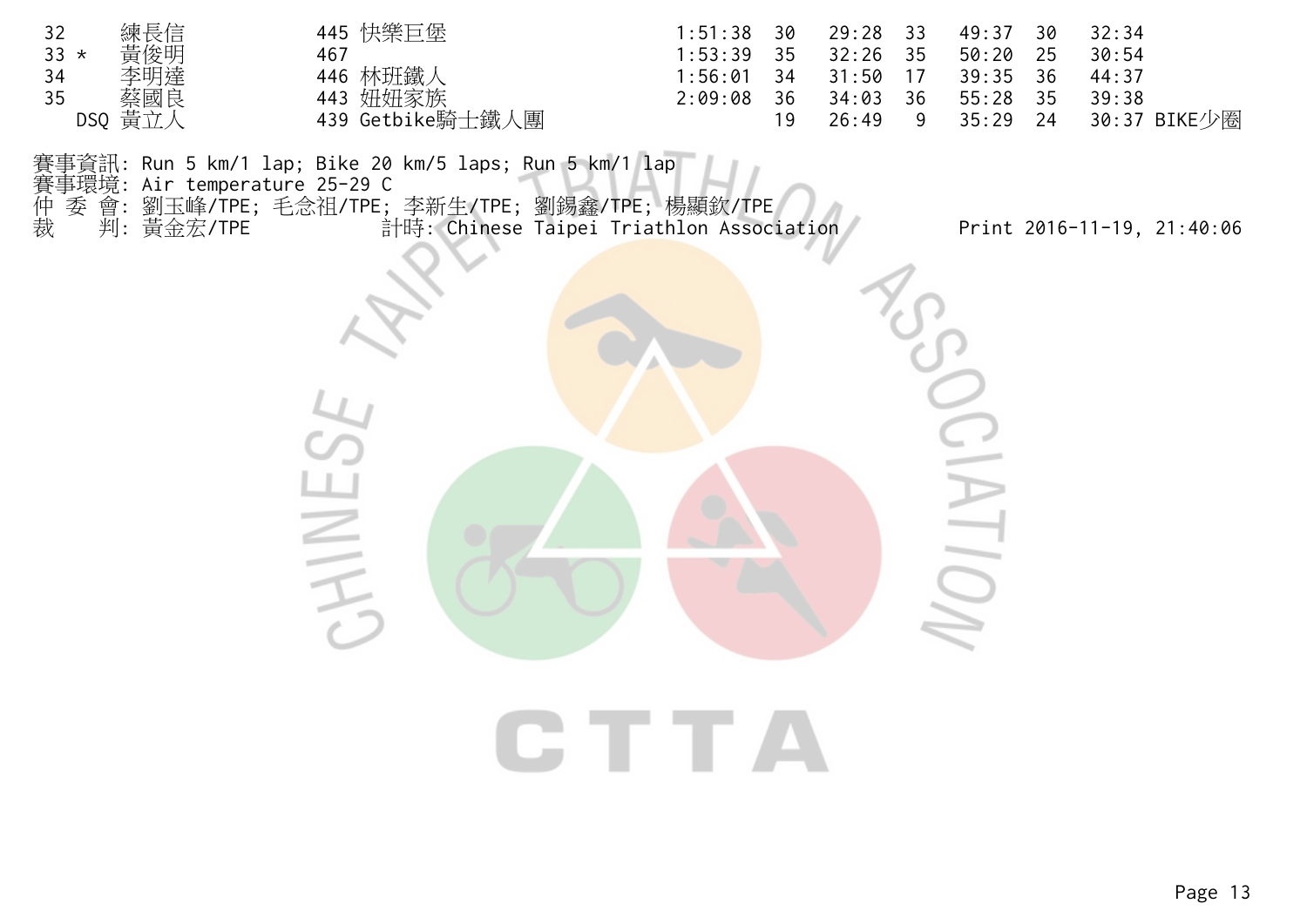| | | | | | | | | | |
|---|---|---|---|---|---|---|---|---|---|
| 32 | 練長信 | 445 快樂巨堡 | 1:51:38 | 30 | 29:28 | 33 | 49:37 | 30 | 32:34 |
| 33 * | 黃俊明 | 467 | 1:53:39 | 35 | 32:26 | 35 | 50:20 | 25 | 30:54 |
| 34 | 李明達 | 446 林班鐵人 | 1:56:01 | 34 | 31:50 | 17 | 39:35 | 36 | 44:37 |
| 35 | 蔡國良 | 443 妞妞家族 | 2:09:08 | 36 | 34:03 | 36 | 55:28 | 35 | 39:38 |
| DSQ | 黃立人 | 439 Getbike騎士鐵人團 | | 19 | 26:49 | 9 | 35:29 | 24 | 30:37 BIKE少圈 |

賽事資訊: Run 5 km/1 lap; Bike 20 km/5 laps; Run 5 km/1 lap
賽事環境: Air temperature 25-29 C
仲 委 會: 劉玉峰/TPE; 毛念祖/TPE; 李新生/TPE; 劉錫鑫/TPE; 楊顯欽/TPE
裁　　判: 黃金宏/TPE　　計時: Chinese Taipei Triathlon Association　　Print 2016-11-19, 21:40:06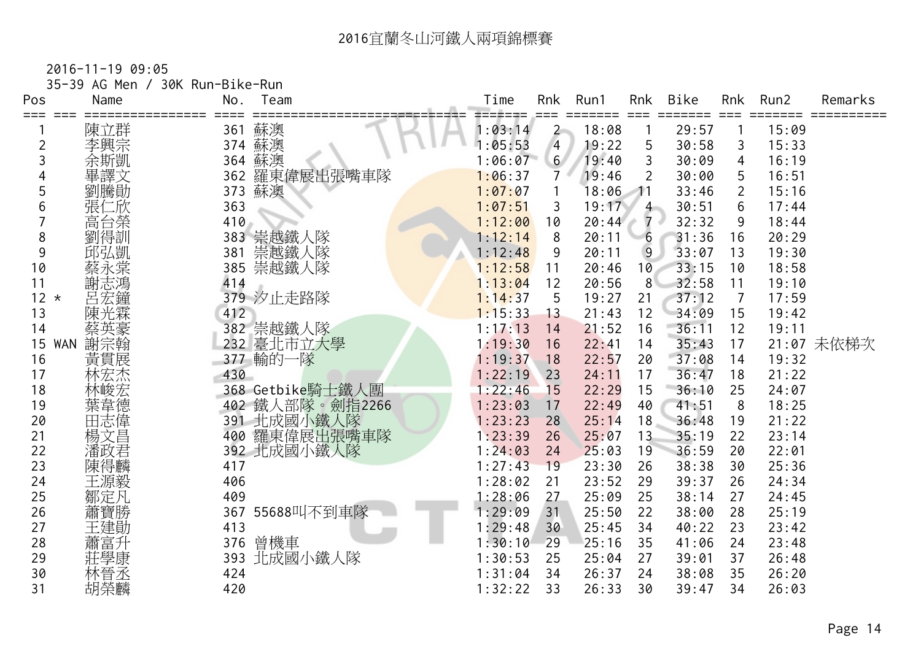# 2016宜蘭冬山河鐵人兩項錦標賽

2016-11-19 09:05

35-39 AG Men / 30K Run-Bike-Run

| Pos | | Name | No. | Team | Time | Rnk | Run1 | Rnk | Bike | Rnk | Run2 | Remarks |
|---|---|---|---|---|---|---|---|---|---|---|---|---|
| 1 | | 陳立群 | 361 | 蘇澳 | 1:03:14 | 2 | 18:08 | 1 | 29:57 | 1 | 15:09 | |
| 2 | | 李興宗 | 374 | 蘇澳 | 1:05:53 | 4 | 19:22 | 5 | 30:58 | 3 | 15:33 | |
| 3 | | 余斯凱 | 364 | 蘇澳 | 1:06:07 | 6 | 19:40 | 3 | 30:09 | 4 | 16:19 | |
| 4 | | 畢譯文 | 362 | 羅東偉展出張嘴車隊 | 1:06:37 | 7 | 19:46 | 2 | 30:00 | 5 | 16:51 | |
| 5 | | 劉騰勛 | 373 | 蘇澳 | 1:07:07 | 1 | 18:06 | 11 | 33:46 | 2 | 15:16 | |
| 6 | | 張仁欣 | 363 | | 1:07:51 | 3 | 19:17 | 4 | 30:51 | 6 | 17:44 | |
| 7 | | 高台榮 | 410 | | 1:12:00 | 10 | 20:44 | 7 | 32:32 | 9 | 18:44 | |
| 8 | | 劉得訓 | 383 | 崇越鐵人隊 | 1:12:14 | 8 | 20:11 | 6 | 31:36 | 16 | 20:29 | |
| 9 | | 邱弘凱 | 381 | 崇越鐵人隊 | 1:12:48 | 9 | 20:11 | 9 | 33:07 | 13 | 19:30 | |
| 10 | | 蔡永棠 | 385 | 崇越鐵人隊 | 1:12:58 | 11 | 20:46 | 10 | 33:15 | 10 | 18:58 | |
| 11 | | 謝志鴻 | 414 | | 1:13:04 | 12 | 20:56 | 8 | 32:58 | 11 | 19:10 | |
| 12 | * | 呂宏鐘 | 379 | 汐止走路隊 | 1:14:37 | 5 | 19:27 | 21 | 37:12 | 7 | 17:59 | |
| 13 | | 陳光霖 | 412 | | 1:15:33 | 13 | 21:43 | 12 | 34:09 | 15 | 19:42 | |
| 14 | | 蔡英豪 | 382 | 崇越鐵人隊 | 1:17:13 | 14 | 21:52 | 16 | 36:11 | 12 | 19:11 | |
| 15 | WAN | 謝宗翰 | 232 | 臺北市立大學 | 1:19:30 | 16 | 22:41 | 14 | 35:43 | 17 | 21:07 | 未依梯次 |
| 16 | | 黃貫展 | 377 | 輸的一隊 | 1:19:37 | 18 | 22:57 | 20 | 37:08 | 14 | 19:32 | |
| 17 | | 林宏杰 | 430 | | 1:22:19 | 23 | 24:11 | 17 | 36:47 | 18 | 21:22 | |
| 18 | | 林峻宏 | 368 | Getbike騎士鐵人團 | 1:22:46 | 15 | 22:29 | 15 | 36:10 | 25 | 24:07 | |
| 19 | | 葉韋德 | 402 | 鐵人部隊。劍指2266 | 1:23:03 | 17 | 22:49 | 40 | 41:51 | 8 | 18:25 | |
| 20 | | 田志偉 | 391 | 北成國小鐵人隊 | 1:23:23 | 28 | 25:14 | 18 | 36:48 | 19 | 21:22 | |
| 21 | | 楊文昌 | 400 | 羅東偉展出張嘴車隊 | 1:23:39 | 26 | 25:07 | 13 | 35:19 | 22 | 23:14 | |
| 22 | | 潘政君 | 392 | 北成國小鐵人隊 | 1:24:03 | 24 | 25:03 | 19 | 36:59 | 20 | 22:01 | |
| 23 | | 陳得麟 | 417 | | 1:27:43 | 19 | 23:30 | 26 | 38:38 | 30 | 25:36 | |
| 24 | | 王源毅 | 406 | | 1:28:02 | 21 | 23:52 | 29 | 39:37 | 26 | 24:34 | |
| 25 | | 鄒定凡 | 409 | | 1:28:06 | 27 | 25:09 | 25 | 38:14 | 27 | 24:45 | |
| 26 | | 蕭寶勝 | 367 | 55688叫不到車隊 | 1:29:09 | 31 | 25:50 | 22 | 38:00 | 28 | 25:19 | |
| 27 | | 王建勛 | 413 | | 1:29:48 | 30 | 25:45 | 34 | 40:22 | 23 | 23:42 | |
| 28 | | 蕭富升 | 376 | 曾機車 | 1:30:10 | 29 | 25:16 | 35 | 41:06 | 24 | 23:48 | |
| 29 | | 莊學康 | 393 | 北成國小鐵人隊 | 1:30:53 | 25 | 25:04 | 27 | 39:01 | 37 | 26:48 | |
| 30 | | 林晉丞 | 424 | | 1:31:04 | 34 | 26:37 | 24 | 38:08 | 35 | 26:20 | |
| 31 | | 胡榮麟 | 420 | | 1:32:22 | 33 | 26:33 | 30 | 39:47 | 34 | 26:03 | |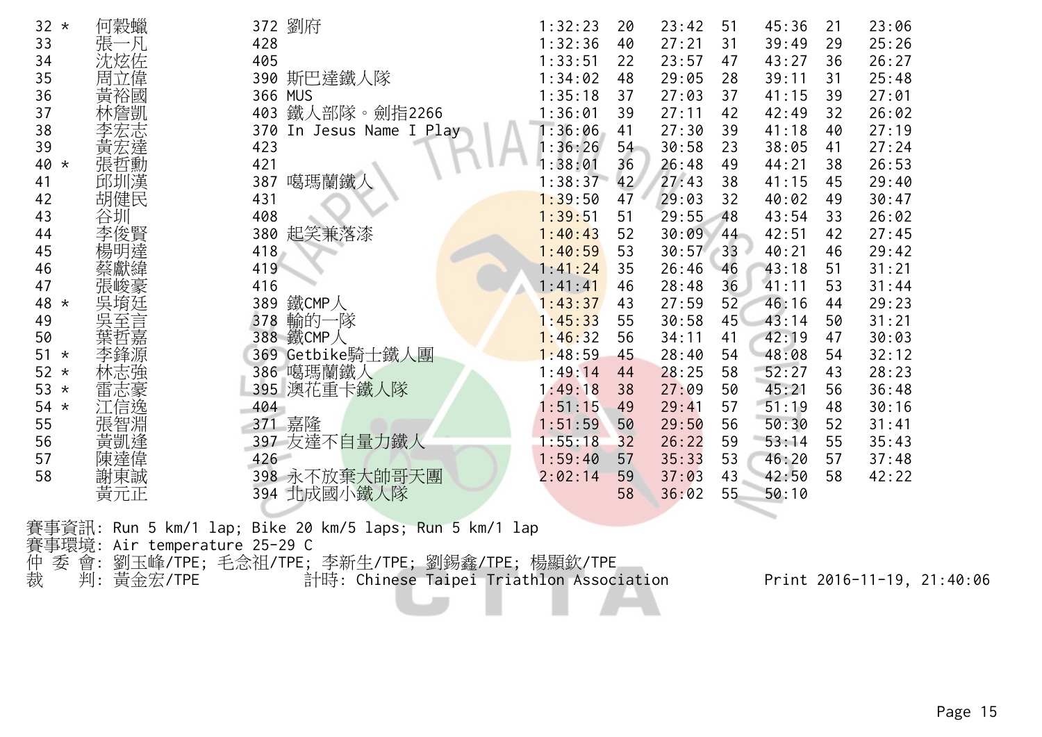| | | | | | | | | | | |
|---|---|---|---|---|---|---|---|---|---|---|
| 32 * | 何穀蠟 | 372 | 劉府 | 1:32:23 | 20 | 23:42 | 51 | 45:36 | 21 | 23:06 |
| 33 | 張一凡 | 428 | | 1:32:36 | 40 | 27:21 | 31 | 39:49 | 29 | 25:26 |
| 34 | 沈炫佐 | 405 | | 1:33:51 | 22 | 23:57 | 47 | 43:27 | 36 | 26:27 |
| 35 | 周立偉 | 390 | 斯巴達鐵人隊 | 1:34:02 | 48 | 29:05 | 28 | 39:11 | 31 | 25:48 |
| 36 | 黃裕國 | 366 | MUS | 1:35:18 | 37 | 27:03 | 37 | 41:15 | 39 | 27:01 |
| 37 | 林詹凱 | 403 | 鐵人部隊。劍指2266 | 1:36:01 | 39 | 27:11 | 42 | 42:49 | 32 | 26:02 |
| 38 | 李宏志 | 370 | In Jesus Name I Play | 1:36:06 | 41 | 27:30 | 39 | 41:18 | 40 | 27:19 |
| 39 | 黃宏達 | 423 | | 1:36:26 | 54 | 30:58 | 23 | 38:05 | 41 | 27:24 |
| 40 * | 張哲勳 | 421 | | 1:38:01 | 36 | 26:48 | 49 | 44:21 | 38 | 26:53 |
| 41 | 邱圳漢 | 387 | 噶瑪蘭鐵人 | 1:38:37 | 42 | 27:43 | 38 | 41:15 | 45 | 29:40 |
| 42 | 胡健民 | 431 | | 1:39:50 | 47 | 29:03 | 32 | 40:02 | 49 | 30:47 |
| 43 | 谷圳 | 408 | | 1:39:51 | 51 | 29:55 | 48 | 43:54 | 33 | 26:02 |
| 44 | 李俊賢 | 380 | 起笑兼落漆 | 1:40:43 | 52 | 30:09 | 44 | 42:51 | 42 | 27:45 |
| 45 | 楊明達 | 418 | | 1:40:59 | 53 | 30:57 | 33 | 40:21 | 46 | 29:42 |
| 46 | 蔡獻緯 | 419 | | 1:41:24 | 35 | 26:46 | 46 | 43:18 | 51 | 31:21 |
| 47 | 張峻豪 | 416 | | 1:41:41 | 46 | 28:48 | 36 | 41:11 | 53 | 31:44 |
| 48 * | 吳堉廷 | 389 | 鐵CMP人 | 1:43:37 | 43 | 27:59 | 52 | 46:16 | 44 | 29:23 |
| 49 | 吳至言 | 378 | 輸的一隊 | 1:45:33 | 55 | 30:58 | 45 | 43:14 | 50 | 31:21 |
| 50 | 葉哲嘉 | 388 | 鐵CMP人 | 1:46:32 | 56 | 34:11 | 41 | 42:19 | 47 | 30:03 |
| 51 * | 李鋒源 | 369 | Getbike騎士鐵人團 | 1:48:59 | 45 | 28:40 | 54 | 48:08 | 54 | 32:12 |
| 52 * | 林志強 | 386 | 噶瑪蘭鐵人 | 1:49:14 | 44 | 28:25 | 58 | 52:27 | 43 | 28:23 |
| 53 * | 雷志豪 | 395 | 澳花重卡鐵人隊 | 1:49:18 | 38 | 27:09 | 50 | 45:21 | 56 | 36:48 |
| 54 * | 江信逸 | 404 | | 1:51:15 | 49 | 29:41 | 57 | 51:19 | 48 | 30:16 |
| 55 | 張智淵 | 371 | 嘉隆 | 1:51:59 | 50 | 29:50 | 56 | 50:30 | 52 | 31:41 |
| 56 | 黃凱逢 | 397 | 友達不自量力鐵人 | 1:55:18 | 32 | 26:22 | 59 | 53:14 | 55 | 35:43 |
| 57 | 陳達偉 | 426 | | 1:59:40 | 57 | 35:33 | 53 | 46:20 | 57 | 37:48 |
| 58 | 謝東誠 | 398 | 永不放棄大帥哥天團 | 2:02:14 | 59 | 37:03 | 43 | 42:50 | 58 | 42:22 |
| | 黃元正 | 394 | 北成國小鐵人隊 | | 58 | 36:02 | 55 | 50:10 | | |

賽事資訊: Run 5 km/1 lap; Bike 20 km/5 laps; Run 5 km/1 lap
賽事環境: Air temperature 25-29 C
仲 委 會: 劉玉峰/TPE; 毛念祖/TPE; 李新生/TPE; 劉錫鑫/TPE; 楊顯欽/TPE
裁　判: 黃金宏/TPE　　計時: Chinese Taipei Triathlon Association　　Print 2016-11-19, 21:40:06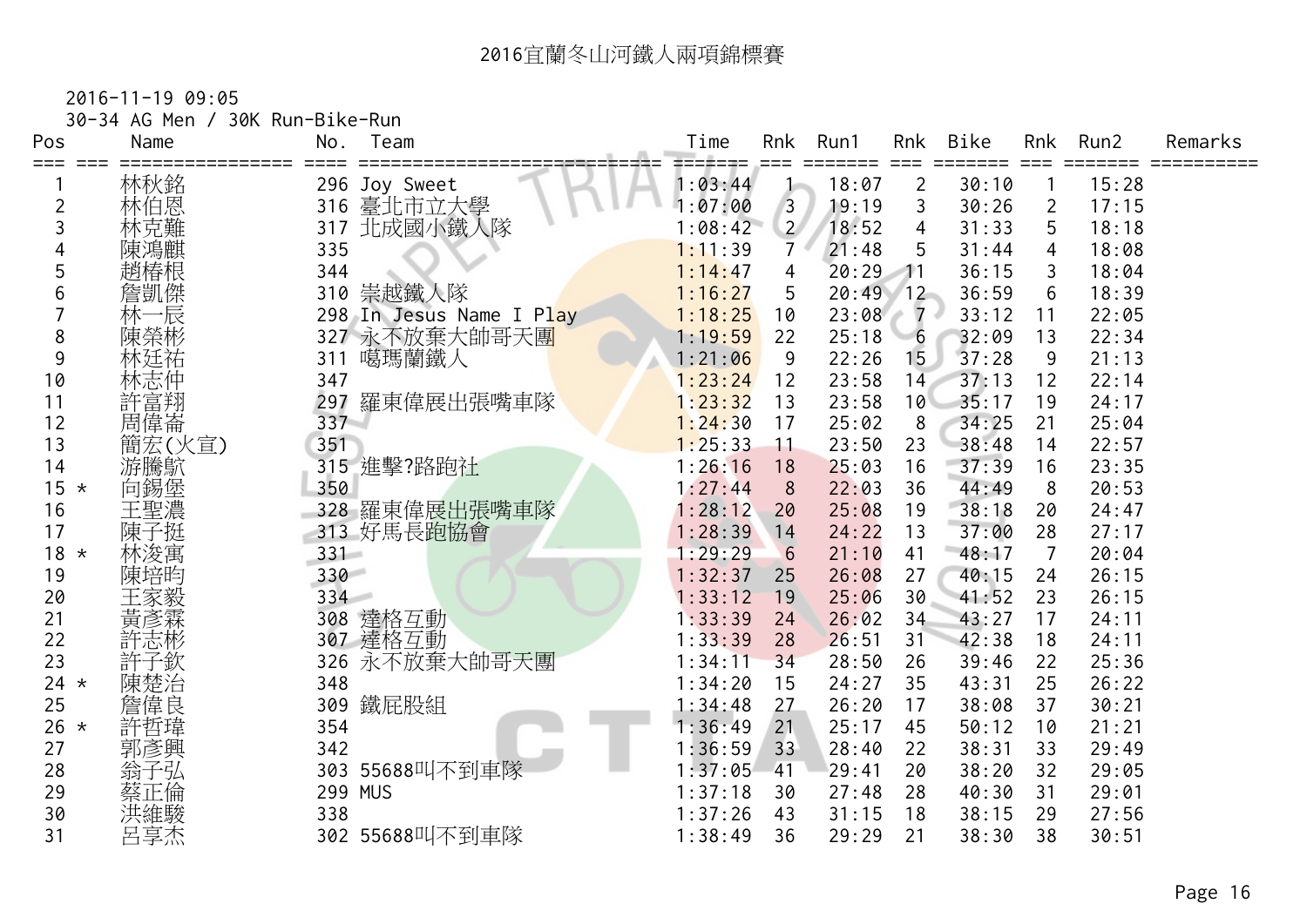# 2016宜蘭冬山河鐵人兩項錦標賽

2016-11-19 09:05

30-34 AG Men / 30K Run-Bike-Run

| Pos | | Name | No. | Team | Time | Rnk | Run1 | Rnk | Bike | Rnk | Run2 | Remarks |
|---|---|---|---|---|---|---|---|---|---|---|---|---|
| 1 | | 林秋銘 | 296 | Joy Sweet | 1:03:44 | 1 | 18:07 | 2 | 30:10 | 1 | 15:28 | |
| 2 | | 林伯恩 | 316 | 臺北市立大學 | 1:07:00 | 3 | 19:19 | 3 | 30:26 | 2 | 17:15 | |
| 3 | | 林克難 | 317 | 北成國小鐵人隊 | 1:08:42 | 2 | 18:52 | 4 | 31:33 | 5 | 18:18 | |
| 4 | | 陳鴻麒 | 335 | | 1:11:39 | 7 | 21:48 | 5 | 31:44 | 4 | 18:08 | |
| 5 | | 趙椿根 | 344 | | 1:14:47 | 4 | 20:29 | 11 | 36:15 | 3 | 18:04 | |
| 6 | | 詹凱傑 | 310 | 崇越鐵人隊 | 1:16:27 | 5 | 20:49 | 12 | 36:59 | 6 | 18:39 | |
| 7 | | 林一辰 | 298 | In Jesus Name I Play | 1:18:25 | 10 | 23:08 | 7 | 33:12 | 11 | 22:05 | |
| 8 | | 陳榮彬 | 327 | 永不放棄大帥哥天團 | 1:19:59 | 22 | 25:18 | 6 | 32:09 | 13 | 22:34 | |
| 9 | | 林廷祐 | 311 | 噶瑪蘭鐵人 | 1:21:06 | 9 | 22:26 | 15 | 37:28 | 9 | 21:13 | |
| 10 | | 林志仲 | 347 | | 1:23:24 | 12 | 23:58 | 14 | 37:13 | 12 | 22:14 | |
| 11 | | 許富翔 | 297 | 羅東偉展出張嘴車隊 | 1:23:32 | 13 | 23:58 | 10 | 35:17 | 19 | 24:17 | |
| 12 | | 周偉崙 | 337 | | 1:24:30 | 17 | 25:02 | 8 | 34:25 | 21 | 25:04 | |
| 13 | | 簡宏(火宣) | 351 | | 1:25:33 | 11 | 23:50 | 23 | 38:48 | 14 | 22:57 | |
| 14 | | 游騰欨 | 315 | 進擊?路跑社 | 1:26:16 | 18 | 25:03 | 16 | 37:39 | 16 | 23:35 | |
| 15 | * | 向錫堡 | 350 | | 1:27:44 | 8 | 22:03 | 36 | 44:49 | 8 | 20:53 | |
| 16 | | 王聖濃 | 328 | 羅東偉展出張嘴車隊 | 1:28:12 | 20 | 25:08 | 19 | 38:18 | 20 | 24:47 | |
| 17 | | 陳子挺 | 313 | 好馬長跑協會 | 1:28:39 | 14 | 24:22 | 13 | 37:00 | 28 | 27:17 | |
| 18 | * | 林浚寓 | 331 | | 1:29:29 | 6 | 21:10 | 41 | 48:17 | 7 | 20:04 | |
| 19 | | 陳培昀 | 330 | | 1:32:37 | 25 | 26:08 | 27 | 40:15 | 24 | 26:15 | |
| 20 | | 王家毅 | 334 | | 1:33:12 | 19 | 25:06 | 30 | 41:52 | 23 | 26:15 | |
| 21 | | 黃彥霖 | 308 | 達格互動 | 1:33:39 | 24 | 26:02 | 34 | 43:27 | 17 | 24:11 | |
| 22 | | 許志彬 | 307 | 達格互動 | 1:33:39 | 28 | 26:51 | 31 | 42:38 | 18 | 24:11 | |
| 23 | | 許子欽 | 326 | 永不放棄大帥哥天團 | 1:34:11 | 34 | 28:50 | 26 | 39:46 | 22 | 25:36 | |
| 24 | * | 陳楚治 | 348 | | 1:34:20 | 15 | 24:27 | 35 | 43:31 | 25 | 26:22 | |
| 25 | | 詹偉良 | 309 | 鐵屁股組 | 1:34:48 | 27 | 26:20 | 17 | 38:08 | 37 | 30:21 | |
| 26 | * | 許哲瑋 | 354 | | 1:36:49 | 21 | 25:17 | 45 | 50:12 | 10 | 21:21 | |
| 27 | | 郭彥興 | 342 | | 1:36:59 | 33 | 28:40 | 22 | 38:31 | 33 | 29:49 | |
| 28 | | 翁子弘 | 303 | 55688叫不到車隊 | 1:37:05 | 41 | 29:41 | 20 | 38:20 | 32 | 29:05 | |
| 29 | | 蔡正倫 | 299 | MUS | 1:37:18 | 30 | 27:48 | 28 | 40:30 | 31 | 29:01 | |
| 30 | | 洪維駿 | 338 | | 1:37:26 | 43 | 31:15 | 18 | 38:15 | 29 | 27:56 | |
| 31 | | 呂享杰 | 302 | 55688叫不到車隊 | 1:38:49 | 36 | 29:29 | 21 | 38:30 | 38 | 30:51 | |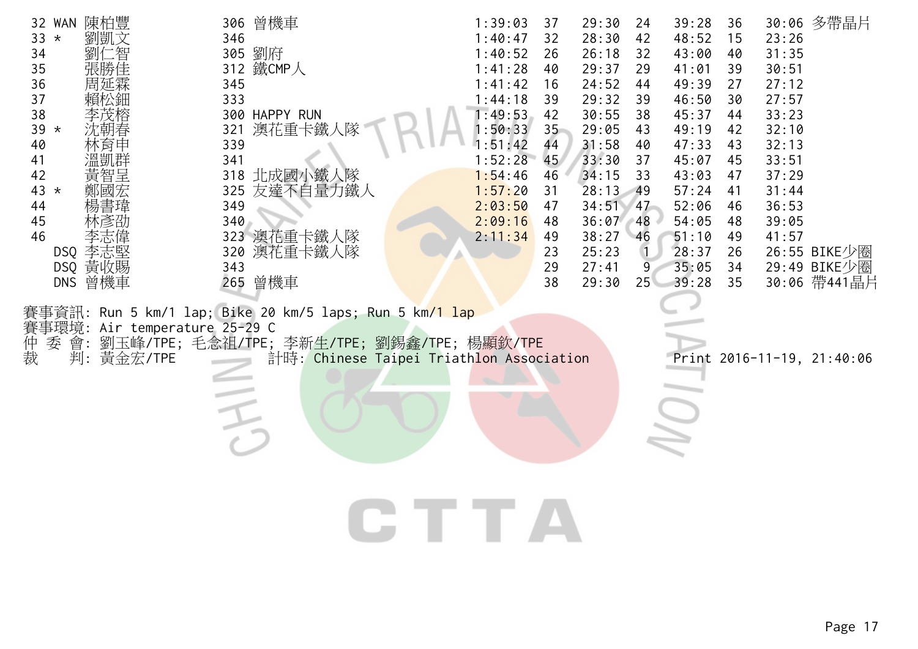| 32 | WAN | 陳柏豐 | 306 | 曾機車 | 1:39:03 | 37 | 29:30 | 24 | 39:28 | 36 | 30:06 | 多帶晶片 |
|---|---|---|---|---|---|---|---|---|---|---|---|---|
| 33 | * | 劉凱文 | 346 | | 1:40:47 | 32 | 28:30 | 42 | 48:52 | 15 | 23:26 | |
| 34 | | 劉仁智 | 305 | 劉府 | 1:40:52 | 26 | 26:18 | 32 | 43:00 | 40 | 31:35 | |
| 35 | | 張勝佳 | 312 | 鐵CMP人 | 1:41:28 | 40 | 29:37 | 29 | 41:01 | 39 | 30:51 | |
| 36 | | 周延霖 | 345 | | 1:41:42 | 16 | 24:52 | 44 | 49:39 | 27 | 27:12 | |
| 37 | | 賴松鈿 | 333 | | 1:44:18 | 39 | 29:32 | 39 | 46:50 | 30 | 27:57 | |
| 38 | | 李茂榕 | 300 | HAPPY RUN | 1:49:53 | 42 | 30:55 | 38 | 45:37 | 44 | 33:23 | |
| 39 | * | 沈朝春 | 321 | 澳花重卡鐵人隊 | 1:50:33 | 35 | 29:05 | 43 | 49:19 | 42 | 32:10 | |
| 40 | | 林育申 | 339 | | 1:51:42 | 44 | 31:58 | 40 | 47:33 | 43 | 32:13 | |
| 41 | | 溫凱群 | 341 | | 1:52:28 | 45 | 33:30 | 37 | 45:07 | 45 | 33:51 | |
| 42 | | 黃智呈 | 318 | 北成國小鐵人隊 | 1:54:46 | 46 | 34:15 | 33 | 43:03 | 47 | 37:29 | |
| 43 | * | 鄭國宏 | 325 | 友達不自量力鐵人 | 1:57:20 | 31 | 28:13 | 49 | 57:24 | 41 | 31:44 | |
| 44 | | 楊書瑋 | 349 | | 2:03:50 | 47 | 34:51 | 47 | 52:06 | 46 | 36:53 | |
| 45 | | 林彥劭 | 340 | | 2:09:16 | 48 | 36:07 | 48 | 54:05 | 48 | 39:05 | |
| 46 | | 李志偉 | 323 | 澳花重卡鐵人隊 | 2:11:34 | 49 | 38:27 | 46 | 51:10 | 49 | 41:57 | |
| | DSQ | 李志堅 | 320 | 澳花重卡鐵人隊 | | 23 | 25:23 | 1 | 28:37 | 26 | 26:55 | BIKE少圈 |
| | DSQ | 黃收賜 | 343 | | | 29 | 27:41 | 9 | 35:05 | 34 | 29:49 | BIKE少圈 |
| | DNS | 曾機車 | 265 | 曾機車 | | 38 | 29:30 | 25 | 39:28 | 35 | 30:06 | 帶441晶片 |

賽事資訊: Run 5 km/1 lap; Bike 20 km/5 laps; Run 5 km/1 lap
賽事環境: Air temperature 25-29 C
仲 委 會: 劉玉峰/TPE; 毛念祖/TPE; 李新生/TPE; 劉錫鑫/TPE; 楊顯欽/TPE
裁　　判: 黃金宏/TPE　　計時: Chinese Taipei Triathlon Association　　Print 2016-11-19, 21:40:06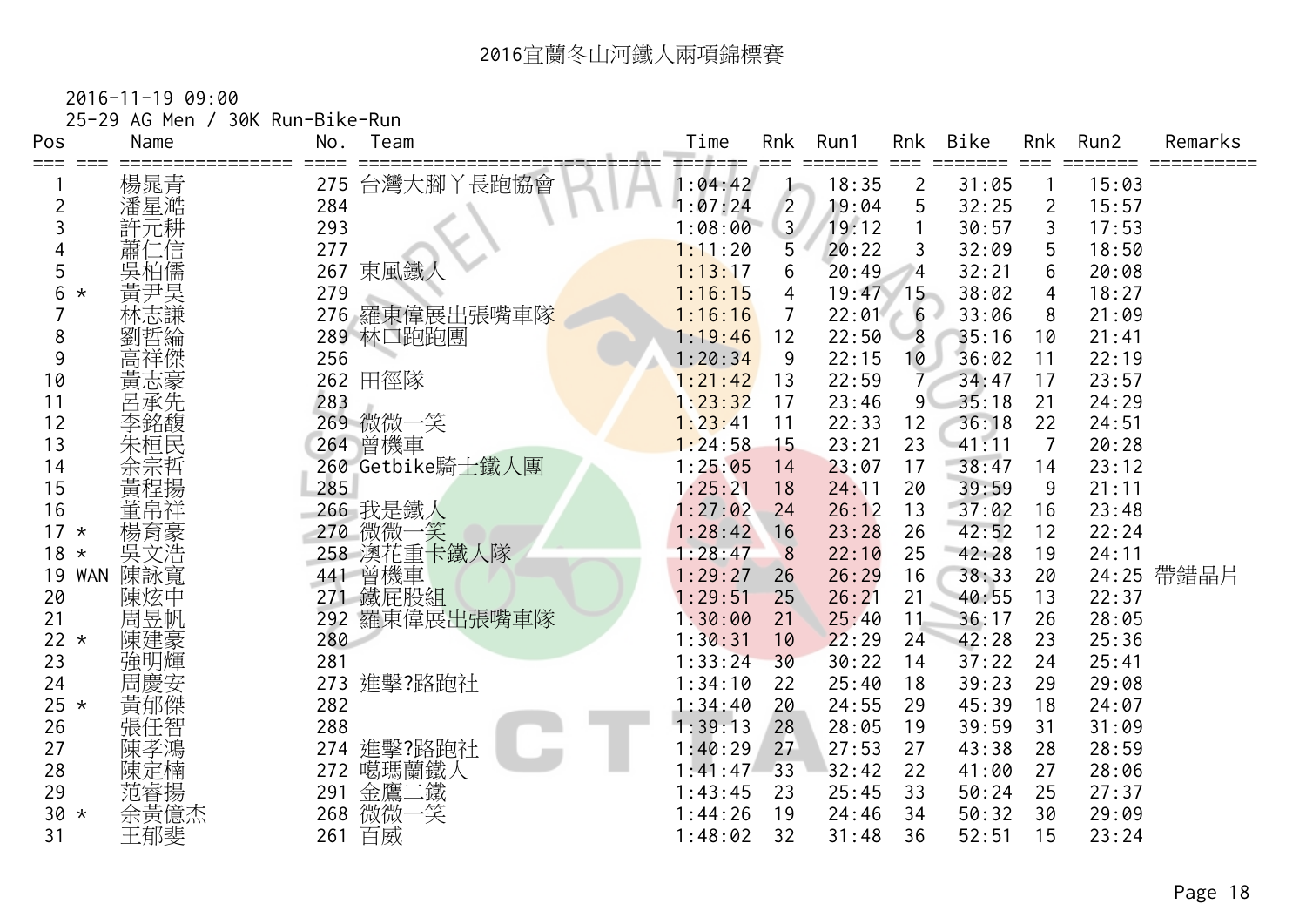# 2016宜蘭冬山河鐵人兩項錦標賽

2016-11-19 09:00

25-29 AG Men / 30K Run-Bike-Run

| Pos | | Name | No. | Team | Time | Rnk | Run1 | Rnk | Bike | Rnk | Run2 | Remarks |
|---|---|---|---|---|---|---|---|---|---|---|---|---|
| 1 | | 楊晁青 | 275 | 台灣大腳丫長跑協會 | 1:04:42 | 1 | 18:35 | 2 | 31:05 | 1 | 15:03 | |
| 2 | | 潘星澔 | 284 | | 1:07:24 | 2 | 19:04 | 5 | 32:25 | 2 | 15:57 | |
| 3 | | 許元耕 | 293 | | 1:08:00 | 3 | 19:12 | 1 | 30:57 | 3 | 17:53 | |
| 4 | | 蕭仁信 | 277 | | 1:11:20 | 5 | 20:22 | 3 | 32:09 | 5 | 18:50 | |
| 5 | | 吳柏儒 | 267 | 東風鐵人 | 1:13:17 | 6 | 20:49 | 4 | 32:21 | 6 | 20:08 | |
| 6 | * | 黃尹昊 | 279 | | 1:16:15 | 4 | 19:47 | 15 | 38:02 | 4 | 18:27 | |
| 7 | | 林志謙 | 276 | 羅東偉展出張嘴車隊 | 1:16:16 | 7 | 22:01 | 6 | 33:06 | 8 | 21:09 | |
| 8 | | 劉哲綸 | 289 | 林口跑跑團 | 1:19:46 | 12 | 22:50 | 8 | 35:16 | 10 | 21:41 | |
| 9 | | 高祥傑 | 256 | | 1:20:34 | 9 | 22:15 | 10 | 36:02 | 11 | 22:19 | |
| 10 | | 黃志豪 | 262 | 田徑隊 | 1:21:42 | 13 | 22:59 | 7 | 34:47 | 17 | 23:57 | |
| 11 | | 呂承先 | 283 | | 1:23:32 | 17 | 23:46 | 9 | 35:18 | 21 | 24:29 | |
| 12 | | 李銘馥 | 269 | 微微一笑 | 1:23:41 | 11 | 22:33 | 12 | 36:18 | 22 | 24:51 | |
| 13 | | 朱桓民 | 264 | 曾機車 | 1:24:58 | 15 | 23:21 | 23 | 41:11 | 7 | 20:28 | |
| 14 | | 余宗哲 | 260 | Getbike騎士鐵人團 | 1:25:05 | 14 | 23:07 | 17 | 38:47 | 14 | 23:12 | |
| 15 | | 黃程揚 | 285 | | 1:25:21 | 18 | 24:11 | 20 | 39:59 | 9 | 21:11 | |
| 16 | | 董帛祥 | 266 | 我是鐵人 | 1:27:02 | 24 | 26:12 | 13 | 37:02 | 16 | 23:48 | |
| 17 | * | 楊育豪 | 270 | 微微一笑 | 1:28:42 | 16 | 23:28 | 26 | 42:52 | 12 | 22:24 | |
| 18 | * | 吳文浩 | 258 | 澳花重卡鐵人隊 | 1:28:47 | 8 | 22:10 | 25 | 42:28 | 19 | 24:11 | |
| 19 | WAN | 陳詠寬 | 441 | 曾機車 | 1:29:27 | 26 | 26:29 | 16 | 38:33 | 20 | 24:25 | 帶錯晶片 |
| 20 | | 陳炫中 | 271 | 鐵屁股組 | 1:29:51 | 25 | 26:21 | 21 | 40:55 | 13 | 22:37 | |
| 21 | | 周昱帆 | 292 | 羅東偉展出張嘴車隊 | 1:30:00 | 21 | 25:40 | 11 | 36:17 | 26 | 28:05 | |
| 22 | * | 陳建豪 | 280 | | 1:30:31 | 10 | 22:29 | 24 | 42:28 | 23 | 25:36 | |
| 23 | | 強明輝 | 281 | | 1:33:24 | 30 | 30:22 | 14 | 37:22 | 24 | 25:41 | |
| 24 | | 周慶安 | 273 | 進擊?路跑社 | 1:34:10 | 22 | 25:40 | 18 | 39:23 | 29 | 29:08 | |
| 25 | * | 黃郁傑 | 282 | | 1:34:40 | 20 | 24:55 | 29 | 45:39 | 18 | 24:07 | |
| 26 | | 張任智 | 288 | | 1:39:13 | 28 | 28:05 | 19 | 39:59 | 31 | 31:09 | |
| 27 | | 陳孝鴻 | 274 | 進擊?路跑社 | 1:40:29 | 27 | 27:53 | 27 | 43:38 | 28 | 28:59 | |
| 28 | | 陳定楠 | 272 | 噶瑪蘭鐵人 | 1:41:47 | 33 | 32:42 | 22 | 41:00 | 27 | 28:06 | |
| 29 | | 范睿揚 | 291 | 金鷹二鐵 | 1:43:45 | 23 | 25:45 | 33 | 50:24 | 25 | 27:37 | |
| 30 | * | 余黃億杰 | 268 | 微微一笑 | 1:44:26 | 19 | 24:46 | 34 | 50:32 | 30 | 29:09 | |
| 31 | | 王郁斐 | 261 | 百威 | 1:48:02 | 32 | 31:48 | 36 | 52:51 | 15 | 23:24 | |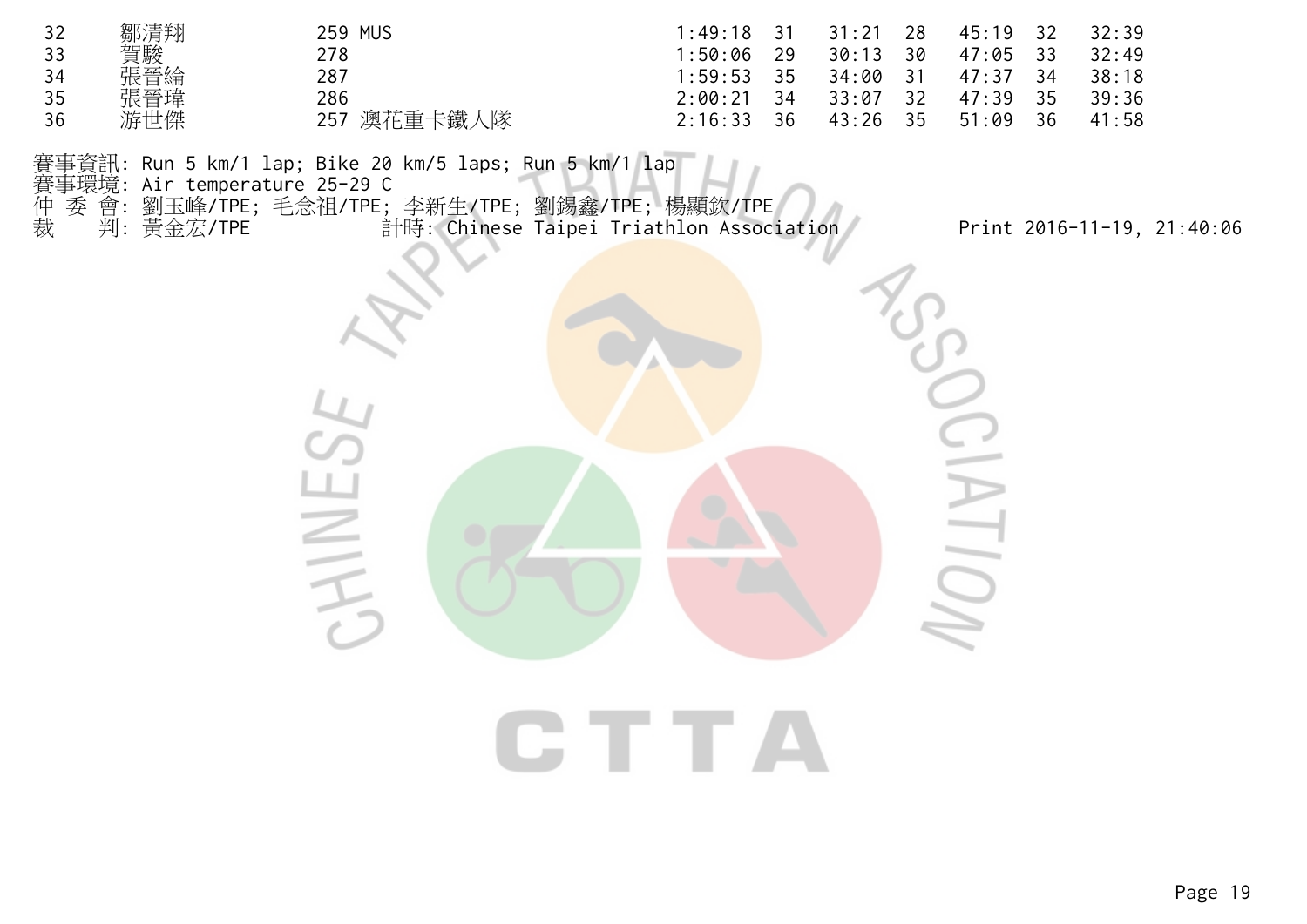| | | | | | | | | | |
|---|---|---|---|---|---|---|---|---|---|
| 32 | 鄒清翔 | 259 MUS | 1:49:18 | 31 | 31:21 | 28 | 45:19 | 32 | 32:39 |
| 33 | 賀駿 | 278 | 1:50:06 | 29 | 30:13 | 30 | 47:05 | 33 | 32:49 |
| 34 | 張晉綸 | 287 | 1:59:53 | 35 | 34:00 | 31 | 47:37 | 34 | 38:18 |
| 35 | 張晉瑋 | 286 | 2:00:21 | 34 | 33:07 | 32 | 47:39 | 35 | 39:36 |
| 36 | 游世傑 | 257 澳花重卡鐵人隊 | 2:16:33 | 36 | 43:26 | 35 | 51:09 | 36 | 41:58 |

賽事資訊: Run 5 km/1 lap; Bike 20 km/5 laps; Run 5 km/1 lap
賽事環境: Air temperature 25-29 C
仲 委 會: 劉玉峰/TPE; 毛念祖/TPE; 李新生/TPE; 劉錫鑫/TPE; 楊顯欽/TPE
裁　　判: 黃金宏/TPE　　計時: Chinese Taipei Triathlon Association　　Print 2016-11-19, 21:40:06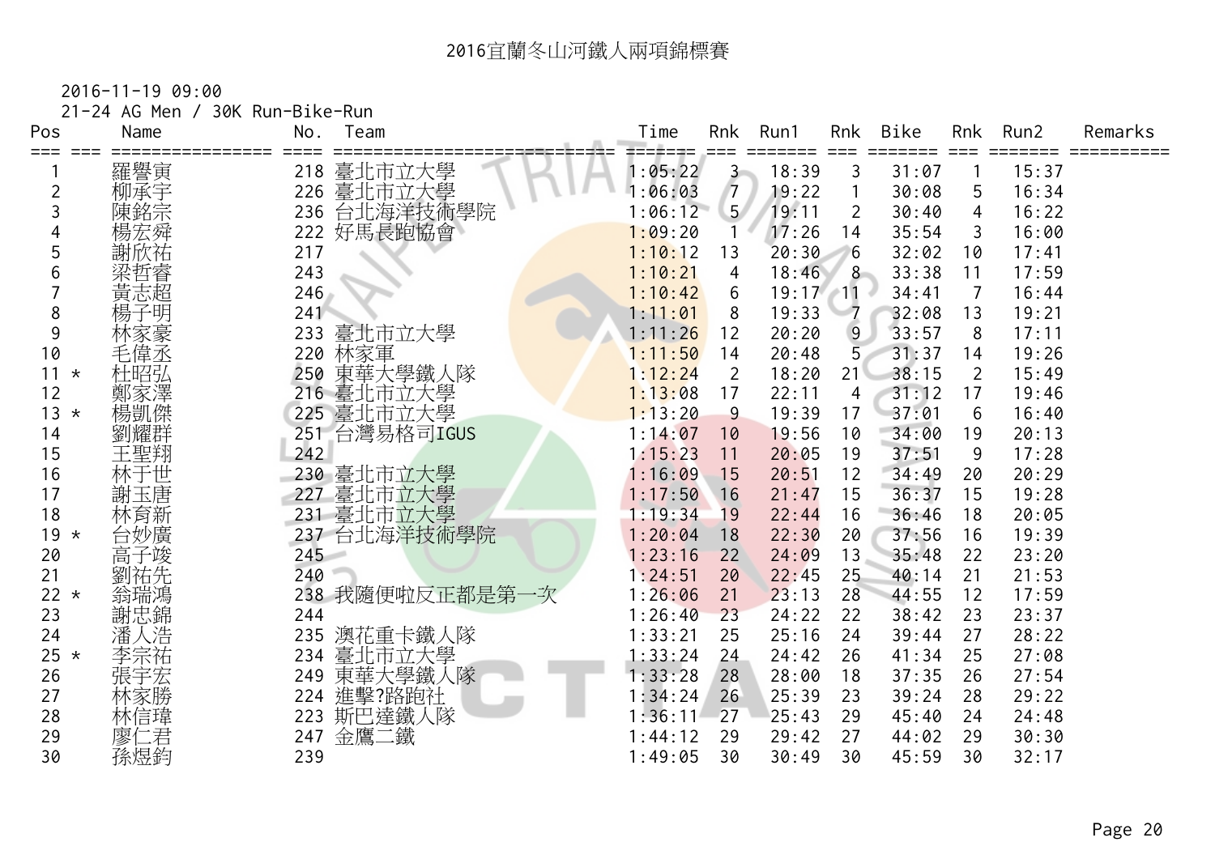# 2016宜蘭冬山河鐵人兩項錦標賽

2016-11-19 09:00

21-24 AG Men / 30K Run-Bike-Run

| Pos | | Name | No. | Team | Time | Rnk | Run1 | Rnk | Bike | Rnk | Run2 | Remarks |
|---|---|---|---|---|---|---|---|---|---|---|---|---|
| 1 | | 羅譽寅 | 218 | 臺北市立大學 | 1:05:22 | 3 | 18:39 | 3 | 31:07 | 1 | 15:37 | |
| 2 | | 柳承宇 | 226 | 臺北市立大學 | 1:06:03 | 7 | 19:22 | 1 | 30:08 | 5 | 16:34 | |
| 3 | | 陳銘宗 | 236 | 台北海洋技術學院 | 1:06:12 | 5 | 19:11 | 2 | 30:40 | 4 | 16:22 | |
| 4 | | 楊宏舜 | 222 | 好馬長跑協會 | 1:09:20 | 1 | 17:26 | 14 | 35:54 | 3 | 16:00 | |
| 5 | | 謝欣祐 | 217 | | 1:10:12 | 13 | 20:30 | 6 | 32:02 | 10 | 17:41 | |
| 6 | | 梁哲睿 | 243 | | 1:10:21 | 4 | 18:46 | 8 | 33:38 | 11 | 17:59 | |
| 7 | | 黃志超 | 246 | | 1:10:42 | 6 | 19:17 | 11 | 34:41 | 7 | 16:44 | |
| 8 | | 楊子明 | 241 | | 1:11:01 | 8 | 19:33 | 7 | 32:08 | 13 | 19:21 | |
| 9 | | 林家豪 | 233 | 臺北市立大學 | 1:11:26 | 12 | 20:20 | 9 | 33:57 | 8 | 17:11 | |
| 10 | | 毛偉丞 | 220 | 林家軍 | 1:11:50 | 14 | 20:48 | 5 | 31:37 | 14 | 19:26 | |
| 11 | * | 杜昭弘 | 250 | 東華大學鐵人隊 | 1:12:24 | 2 | 18:20 | 21 | 38:15 | 2 | 15:49 | |
| 12 | | 鄭家澤 | 216 | 臺北市立大學 | 1:13:08 | 17 | 22:11 | 4 | 31:12 | 17 | 19:46 | |
| 13 | * | 楊凱傑 | 225 | 臺北市立大學 | 1:13:20 | 9 | 19:39 | 17 | 37:01 | 6 | 16:40 | |
| 14 | | 劉耀群 | 251 | 台灣易格司IGUS | 1:14:07 | 10 | 19:56 | 10 | 34:00 | 19 | 20:13 | |
| 15 | | 王聖翔 | 242 | | 1:15:23 | 11 | 20:05 | 19 | 37:51 | 9 | 17:28 | |
| 16 | | 林于世 | 230 | 臺北市立大學 | 1:16:09 | 15 | 20:51 | 12 | 34:49 | 20 | 20:29 | |
| 17 | | 謝玉唐 | 227 | 臺北市立大學 | 1:17:50 | 16 | 21:47 | 15 | 36:37 | 15 | 19:28 | |
| 18 | | 林育新 | 231 | 臺北市立大學 | 1:19:34 | 19 | 22:44 | 16 | 36:46 | 18 | 20:05 | |
| 19 | * | 台妙廣 | 237 | 台北海洋技術學院 | 1:20:04 | 18 | 22:30 | 20 | 37:56 | 16 | 19:39 | |
| 20 | | 高子竣 | 245 | | 1:23:16 | 22 | 24:09 | 13 | 35:48 | 22 | 23:20 | |
| 21 | | 劉祐先 | 240 | | 1:24:51 | 20 | 22:45 | 25 | 40:14 | 21 | 21:53 | |
| 22 | * | 翁瑞鴻 | 238 | 我隨便啦反正都是第一次 | 1:26:06 | 21 | 23:13 | 28 | 44:55 | 12 | 17:59 | |
| 23 | | 謝忠錦 | 244 | | 1:26:40 | 23 | 24:22 | 22 | 38:42 | 23 | 23:37 | |
| 24 | | 潘人浩 | 235 | 澳花重卡鐵人隊 | 1:33:21 | 25 | 25:16 | 24 | 39:44 | 27 | 28:22 | |
| 25 | * | 李宗祐 | 234 | 臺北市立大學 | 1:33:24 | 24 | 24:42 | 26 | 41:34 | 25 | 27:08 | |
| 26 | | 張宇宏 | 249 | 東華大學鐵人隊 | 1:33:28 | 28 | 28:00 | 18 | 37:35 | 26 | 27:54 | |
| 27 | | 林家勝 | 224 | 進擊?路跑社 | 1:34:24 | 26 | 25:39 | 23 | 39:24 | 28 | 29:22 | |
| 28 | | 林信瑋 | 223 | 斯巴達鐵人隊 | 1:36:11 | 27 | 25:43 | 29 | 45:40 | 24 | 24:48 | |
| 29 | | 廖仁君 | 247 | 金鷹二鐵 | 1:44:12 | 29 | 29:42 | 27 | 44:02 | 29 | 30:30 | |
| 30 | | 孫煜鈞 | 239 | | 1:49:05 | 30 | 30:49 | 30 | 45:59 | 30 | 32:17 | |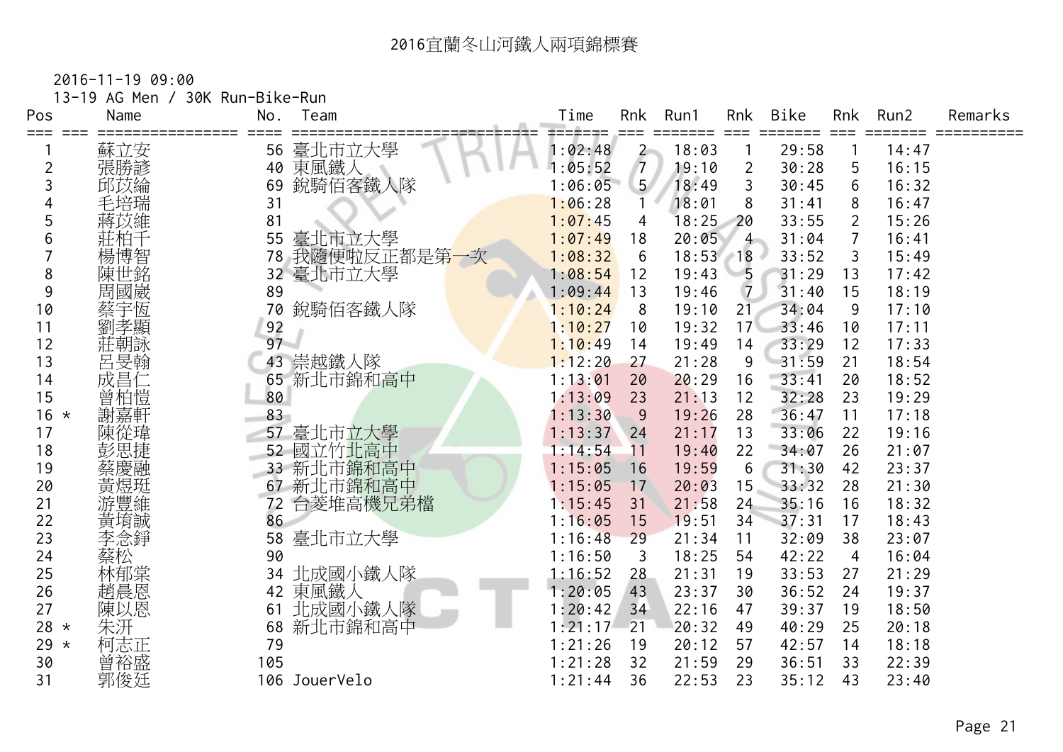# 2016宜蘭冬山河鐵人兩項錦標賽

2016-11-19 09:00

13-19 AG Men / 30K Run-Bike-Run

| Pos | | Name | No. | Team | Time | Rnk | Run1 | Rnk | Bike | Rnk | Run2 | Remarks |
|---|---|---|---|---|---|---|---|---|---|---|---|---|
| 1 | | 蘇立安 | 56 | 臺北市立大學 | 1:02:48 | 2 | 18:03 | 1 | 29:58 | 1 | 14:47 | |
| 2 | | 張勝諺 | 40 | 東風鐵人 | 1:05:52 | 7 | 19:10 | 2 | 30:28 | 5 | 16:15 | |
| 3 | | 邱苡綸 | 69 | 銳騎佰客鐵人隊 | 1:06:05 | 5 | 18:49 | 3 | 30:45 | 6 | 16:32 | |
| 4 | | 毛培瑞 | 31 | | 1:06:28 | 1 | 18:01 | 8 | 31:41 | 8 | 16:47 | |
| 5 | | 蔣苡維 | 81 | | 1:07:45 | 4 | 18:25 | 20 | 33:55 | 2 | 15:26 | |
| 6 | | 莊柏千 | 55 | 臺北市立大學 | 1:07:49 | 18 | 20:05 | 4 | 31:04 | 7 | 16:41 | |
| 7 | | 楊博智 | 78 | 我隨便啦反正都是第一次 | 1:08:32 | 6 | 18:53 | 18 | 33:52 | 3 | 15:49 | |
| 8 | | 陳世銘 | 32 | 臺北市立大學 | 1:08:54 | 12 | 19:43 | 5 | 31:29 | 13 | 17:42 | |
| 9 | | 周國崴 | 89 | | 1:09:44 | 13 | 19:46 | 7 | 31:40 | 15 | 18:19 | |
| 10 | | 蔡宇恆 | 70 | 銳騎佰客鐵人隊 | 1:10:24 | 8 | 19:10 | 21 | 34:04 | 9 | 17:10 | |
| 11 | | 劉孝顯 | 92 | | 1:10:27 | 10 | 19:32 | 17 | 33:46 | 10 | 17:11 | |
| 12 | | 莊朝詠 | 97 | | 1:10:49 | 14 | 19:49 | 14 | 33:29 | 12 | 17:33 | |
| 13 | | 呂旻翰 | 43 | 崇越鐵人隊 | 1:12:20 | 27 | 21:28 | 9 | 31:59 | 21 | 18:54 | |
| 14 | | 成昌仁 | 65 | 新北市錦和高中 | 1:13:01 | 20 | 20:29 | 16 | 33:41 | 20 | 18:52 | |
| 15 | | 曾柏愷 | 80 | | 1:13:09 | 23 | 21:13 | 12 | 32:28 | 23 | 19:29 | |
| 16 | * | 謝嘉軒 | 83 | | 1:13:30 | 9 | 19:26 | 28 | 36:47 | 11 | 17:18 | |
| 17 | | 陳從瑋 | 57 | 臺北市立大學 | 1:13:37 | 24 | 21:17 | 13 | 33:06 | 22 | 19:16 | |
| 18 | | 彭思捷 | 52 | 國立竹北高中 | 1:14:54 | 11 | 19:40 | 22 | 34:07 | 26 | 21:07 | |
| 19 | | 蔡慶融 | 33 | 新北市錦和高中 | 1:15:05 | 16 | 19:59 | 6 | 31:30 | 42 | 23:37 | |
| 20 | | 黃煜珽 | 67 | 新北市錦和高中 | 1:15:05 | 17 | 20:03 | 15 | 33:32 | 28 | 21:30 | |
| 21 | | 游豐維 | 72 | 台菱堆高機兄弟檔 | 1:15:45 | 31 | 21:58 | 24 | 35:16 | 16 | 18:32 | |
| 22 | | 黃堉誠 | 86 | | 1:16:05 | 15 | 19:51 | 34 | 37:31 | 17 | 18:43 | |
| 23 | | 李念錚 | 58 | 臺北市立大學 | 1:16:48 | 29 | 21:34 | 11 | 32:09 | 38 | 23:07 | |
| 24 | | 蔡松 | 90 | | 1:16:50 | 3 | 18:25 | 54 | 42:22 | 4 | 16:04 | |
| 25 | | 林郁棠 | 34 | 北成國小鐵人隊 | 1:16:52 | 28 | 21:31 | 19 | 33:53 | 27 | 21:29 | |
| 26 | | 趙晨恩 | 42 | 東風鐵人 | 1:20:05 | 43 | 23:37 | 30 | 36:52 | 24 | 19:37 | |
| 27 | | 陳以恩 | 61 | 北成國小鐵人隊 | 1:20:42 | 34 | 22:16 | 47 | 39:37 | 19 | 18:50 | |
| 28 | * | 朱汧 | 68 | 新北市錦和高中 | 1:21:17 | 21 | 20:32 | 49 | 40:29 | 25 | 20:18 | |
| 29 | * | 柯志正 | 79 | | 1:21:26 | 19 | 20:12 | 57 | 42:57 | 14 | 18:18 | |
| 30 | | 曾裕盛 | 105 | | 1:21:28 | 32 | 21:59 | 29 | 36:51 | 33 | 22:39 | |
| 31 | | 郭俊廷 | 106 | JouerVelo | 1:21:44 | 36 | 22:53 | 23 | 35:12 | 43 | 23:40 | |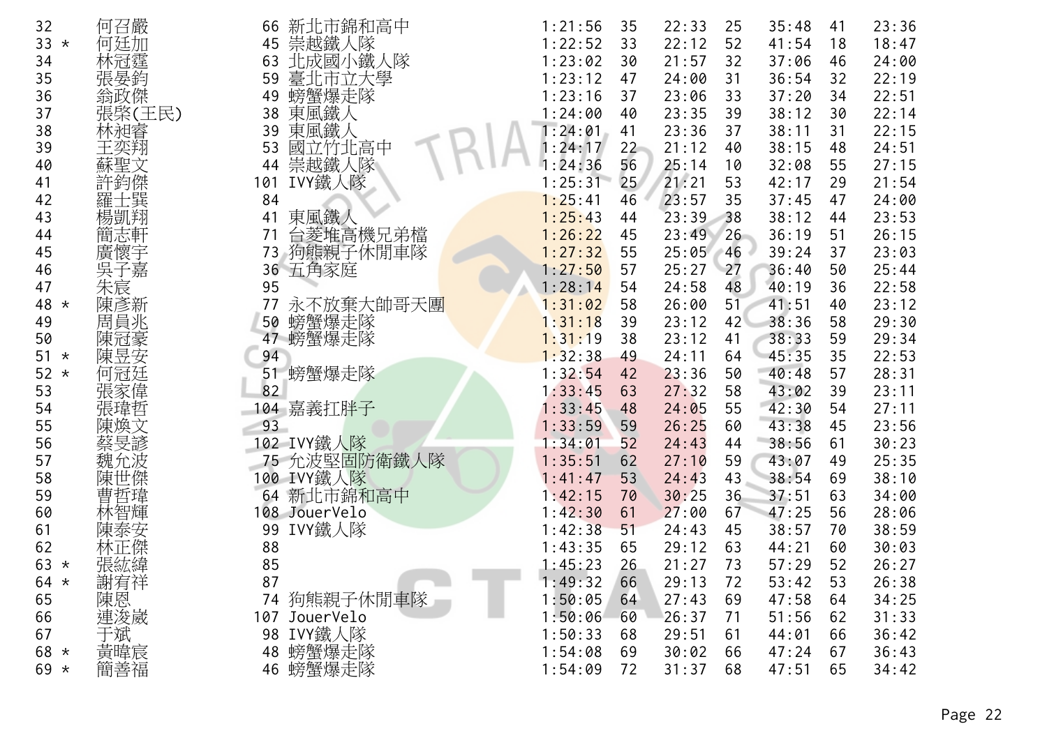| | | | | | | | | | | |
|---|---|---|---|---|---|---|---|---|---|---|
| 32 | 何召嚴 | 66 | 新北市錦和高中 | 1:21:56 | 35 | 22:33 | 25 | 35:48 | 41 | 23:36 |
| 33 * | 何廷加 | 45 | 崇越鐵人隊 | 1:22:52 | 33 | 22:12 | 52 | 41:54 | 18 | 18:47 |
| 34 | 林冠霆 | 63 | 北成國小鐵人隊 | 1:23:02 | 30 | 21:57 | 32 | 37:06 | 46 | 24:00 |
| 35 | 張晏鈞 | 59 | 臺北市立大學 | 1:23:12 | 47 | 24:00 | 31 | 36:54 | 32 | 22:19 |
| 36 | 翁政傑 | 49 | 螃蟹爆走隊 | 1:23:16 | 37 | 23:06 | 33 | 37:20 | 34 | 22:51 |
| 37 | 張棨(王民) | 38 | 東風鐵人 | 1:24:00 | 40 | 23:35 | 39 | 38:12 | 30 | 22:14 |
| 38 | 林昶睿 | 39 | 東風鐵人 | 1:24:01 | 41 | 23:36 | 37 | 38:11 | 31 | 22:15 |
| 39 | 王奕翔 | 53 | 國立竹北高中 | 1:24:17 | 22 | 21:12 | 40 | 38:15 | 48 | 24:51 |
| 40 | 蘇聖文 | 44 | 崇越鐵人隊 | 1:24:36 | 56 | 25:14 | 10 | 32:08 | 55 | 27:15 |
| 41 | 許鈞傑 | 101 | IVY鐵人隊 | 1:25:31 | 25 | 21:21 | 53 | 42:17 | 29 | 21:54 |
| 42 | 羅士巽 | 84 | | 1:25:41 | 46 | 23:57 | 35 | 37:45 | 47 | 24:00 |
| 43 | 楊凱翔 | 41 | 東風鐵人 | 1:25:43 | 44 | 23:39 | 38 | 38:12 | 44 | 23:53 |
| 44 | 簡志軒 | 71 | 台菱堆高機兄弟檔 | 1:26:22 | 45 | 23:49 | 26 | 36:19 | 51 | 26:15 |
| 45 | 廣懷宇 | 73 | 狗熊親子休閒車隊 | 1:27:32 | 55 | 25:05 | 46 | 39:24 | 37 | 23:03 |
| 46 | 吳子嘉 | 36 | 五角家庭 | 1:27:50 | 57 | 25:27 | 27 | 36:40 | 50 | 25:44 |
| 47 | 朱宸 | 95 | | 1:28:14 | 54 | 24:58 | 48 | 40:19 | 36 | 22:58 |
| 48 * | 陳彥新 | 77 | 永不放棄大帥哥天團 | 1:31:02 | 58 | 26:00 | 51 | 41:51 | 40 | 23:12 |
| 49 | 周員兆 | 50 | 螃蟹爆走隊 | 1:31:18 | 39 | 23:12 | 42 | 38:36 | 58 | 29:30 |
| 50 | 陳冠豪 | 47 | 螃蟹爆走隊 | 1:31:19 | 38 | 23:12 | 41 | 38:33 | 59 | 29:34 |
| 51 * | 陳昱安 | 94 | | 1:32:38 | 49 | 24:11 | 64 | 45:35 | 35 | 22:53 |
| 52 * | 何冠廷 | 51 | 螃蟹爆走隊 | 1:32:54 | 42 | 23:36 | 50 | 40:48 | 57 | 28:31 |
| 53 | 張家偉 | 82 | | 1:33:45 | 63 | 27:32 | 58 | 43:02 | 39 | 23:11 |
| 54 | 張瑋哲 | 104 | 嘉義扛胖子 | 1:33:45 | 48 | 24:05 | 55 | 42:30 | 54 | 27:11 |
| 55 | 陳煥文 | 93 | | 1:33:59 | 59 | 26:25 | 60 | 43:38 | 45 | 23:56 |
| 56 | 蔡旻諺 | 102 | IVY鐵人隊 | 1:34:01 | 52 | 24:43 | 44 | 38:56 | 61 | 30:23 |
| 57 | 魏允波 | 75 | 允波堅固防衛鐵人隊 | 1:35:51 | 62 | 27:10 | 59 | 43:07 | 49 | 25:35 |
| 58 | 陳世傑 | 100 | IVY鐵人隊 | 1:41:47 | 53 | 24:43 | 43 | 38:54 | 69 | 38:10 |
| 59 | 曹哲瑋 | 64 | 新北市錦和高中 | 1:42:15 | 70 | 30:25 | 36 | 37:51 | 63 | 34:00 |
| 60 | 林智輝 | 108 | JouerVelo | 1:42:30 | 61 | 27:00 | 67 | 47:25 | 56 | 28:06 |
| 61 | 陳泰安 | 99 | IVY鐵人隊 | 1:42:38 | 51 | 24:43 | 45 | 38:57 | 70 | 38:59 |
| 62 | 林正傑 | 88 | | 1:43:35 | 65 | 29:12 | 63 | 44:21 | 60 | 30:03 |
| 63 * | 張紘緯 | 85 | | 1:45:23 | 26 | 21:27 | 73 | 57:29 | 52 | 26:27 |
| 64 * | 謝宥祥 | 87 | | 1:49:32 | 66 | 29:13 | 72 | 53:42 | 53 | 26:38 |
| 65 | 陳恩 | 74 | 狗熊親子休閒車隊 | 1:50:05 | 64 | 27:43 | 69 | 47:58 | 64 | 34:25 |
| 66 | 連浚崴 | 107 | JouerVelo | 1:50:06 | 60 | 26:37 | 71 | 51:56 | 62 | 31:33 |
| 67 | 于斌 | 98 | IVY鐵人隊 | 1:50:33 | 68 | 29:51 | 61 | 44:01 | 66 | 36:42 |
| 68 * | 黃暐宸 | 48 | 螃蟹爆走隊 | 1:54:08 | 69 | 30:02 | 66 | 47:24 | 67 | 36:43 |
| 69 * | 簡善福 | 46 | 螃蟹爆走隊 | 1:54:09 | 72 | 31:37 | 68 | 47:51 | 65 | 34:42 |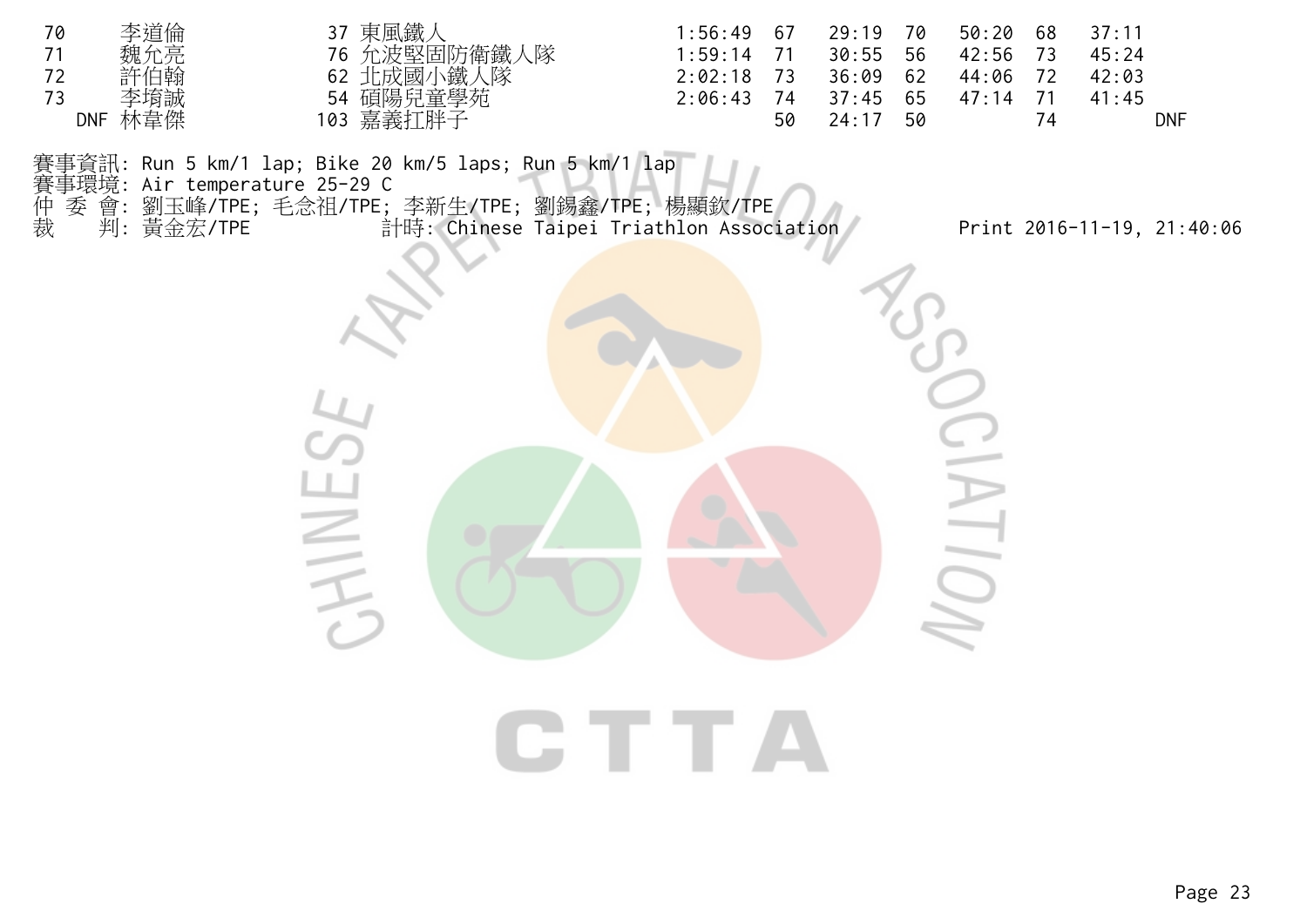| | | | | | | | | | | | |
|---|---|---|---|---|---|---|---|---|---|---|---|
| 70 | 李道倫 | 37 | 東風鐵人 | 1:56:49 | 67 | 29:19 | 70 | 50:20 | 68 | 37:11 | |
| 71 | 魏允亮 | 76 | 允波堅固防衛鐵人隊 | 1:59:14 | 71 | 30:55 | 56 | 42:56 | 73 | 45:24 | |
| 72 | 許伯翰 | 62 | 北成國小鐵人隊 | 2:02:18 | 73 | 36:09 | 62 | 44:06 | 72 | 42:03 | |
| 73 | 李堉誠 | 54 | 碩陽兒童學苑 | 2:06:43 | 74 | 37:45 | 65 | 47:14 | 71 | 41:45 | |
| DNF | 林韋傑 | 103 | 嘉義扛胖子 | | 50 | 24:17 | 50 | | 74 | | DNF |

賽事資訊: Run 5 km/1 lap; Bike 20 km/5 laps; Run 5 km/1 lap
賽事環境: Air temperature 25-29 C
仲 委 會: 劉玉峰/TPE; 毛念祖/TPE; 李新生/TPE; 劉錫鑫/TPE; 楊顯欽/TPE
裁　　判: 黃金宏/TPE　　計時: Chinese Taipei Triathlon Association　　Print 2016-11-19, 21:40:06